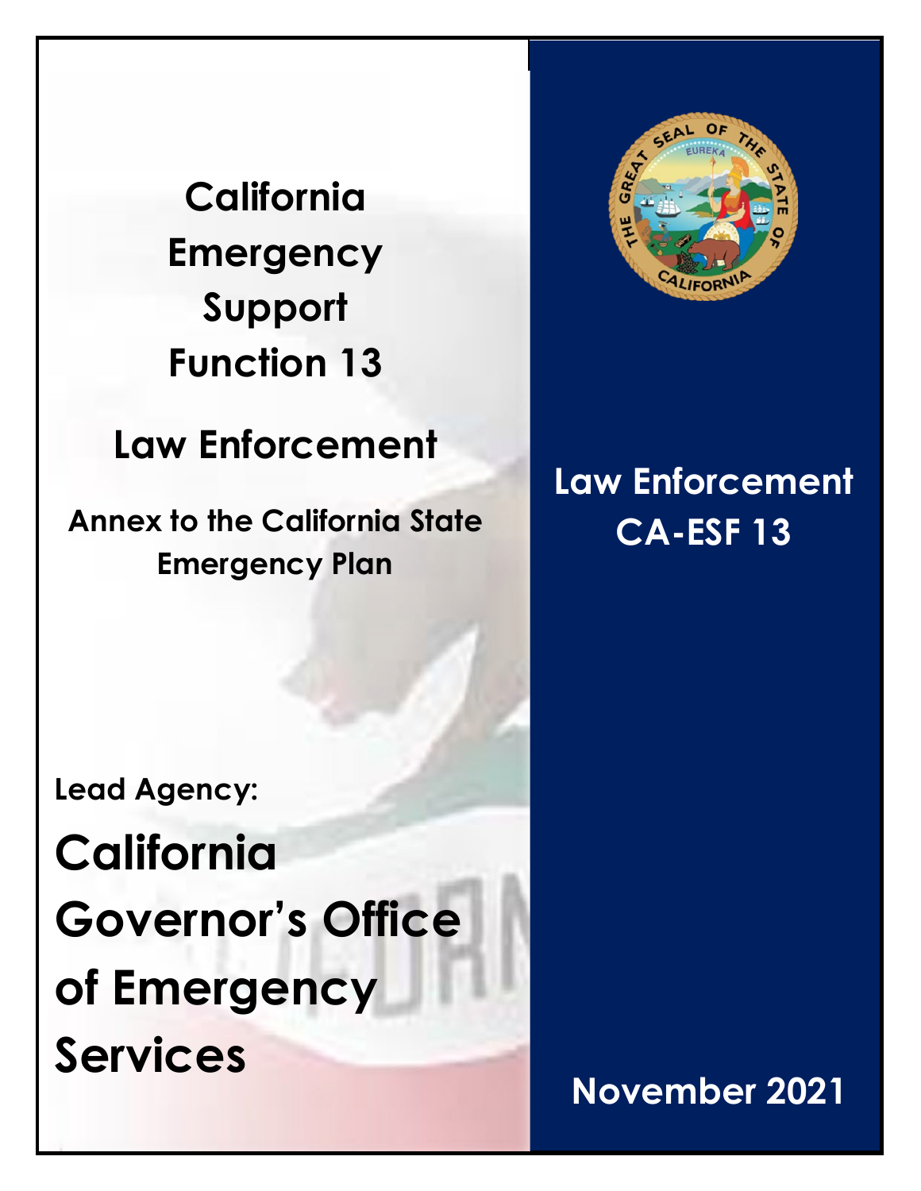# California Emergency Support Function 13

## Law Enforcement

**Annex to the California State Emergency Plan**

**Lead Agency:**

**California Governor's Office of Emergency Services**

**Law Enforcement CA-ESF 13**

**November 2021**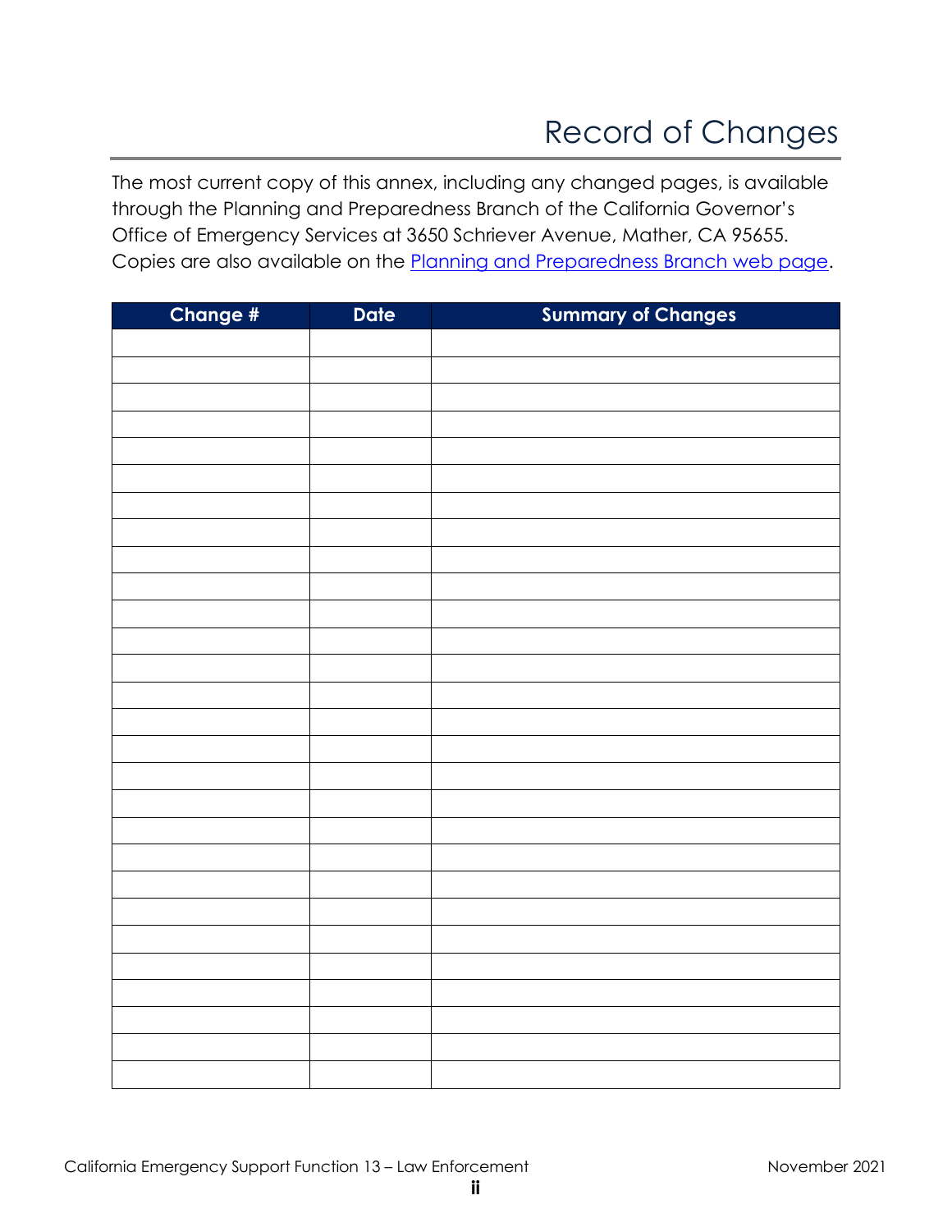# Record of Changes

The most current copy of this annex, including any changed pages, is available through the Planning and Preparedness Branch of the California Governor's Office of Emergency Services at 3650 Schriever Avenue, Mather, CA 95655. Copies are also available on the Planning and Preparedness Branch web page.

| Change # | Date | Summary of Changes |
|---|---|---|
| | | |
| | | |
| | | |
| | | |
| | | |
| | | |
| | | |
| | | |
| | | |
| | | |
| | | |
| | | |
| | | |
| | | |
| | | |
| | | |
| | | |
| | | |
| | | |
| | | |
| | | |
| | | |
| | | |
| | | |
| | | |
| | | |
| | | |
| | | |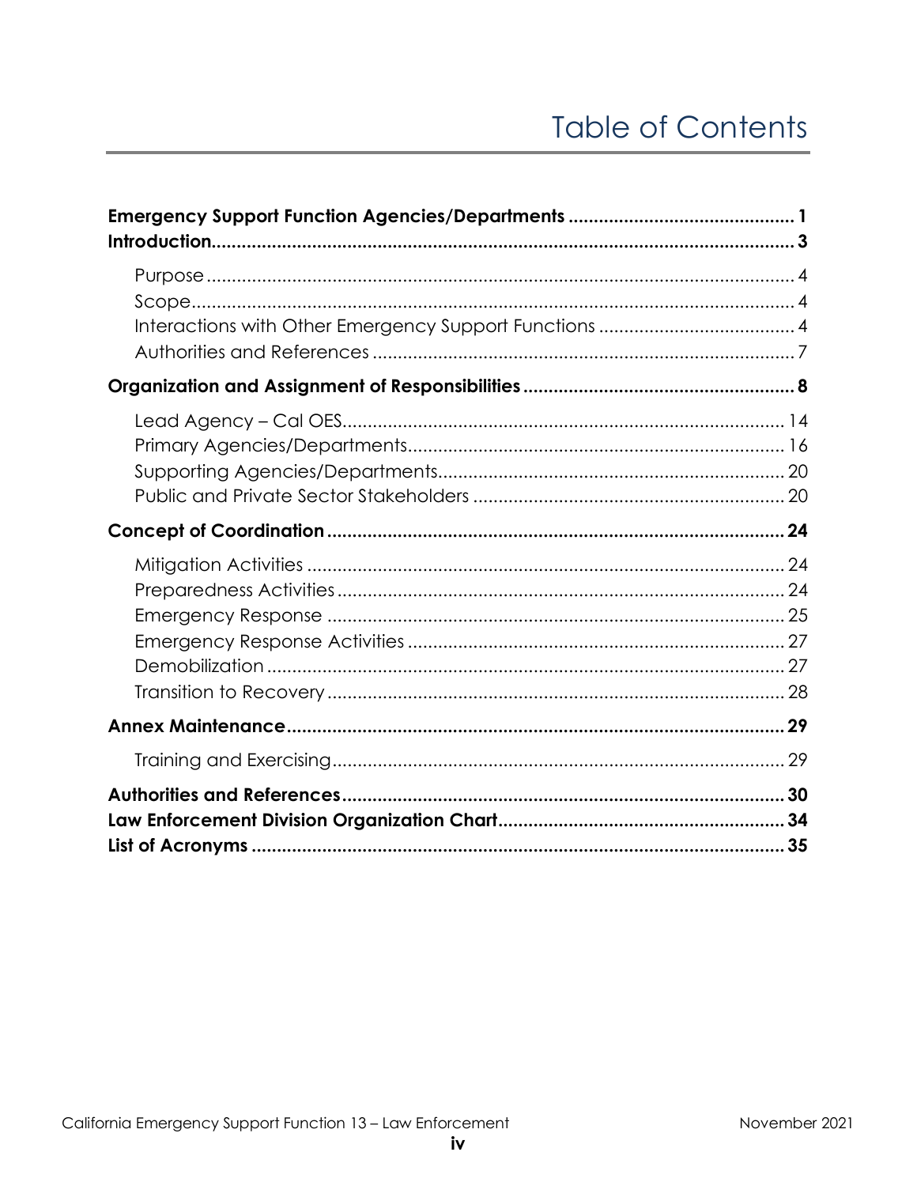# Table of Contents

**Emergency Support Function Agencies/Departments ............................................ 1**

**Introduction.................................................................................................................. 3**

- Purpose .................................................................................................................... 4
- Scope........................................................................................................................ 4
- Interactions with Other Emergency Support Functions ....................................... 4
- Authorities and References .................................................................................... 7

**Organization and Assignment of Responsibilities .................................................... 8**

- Lead Agency – Cal OES....................................................................................... 14
- Primary Agencies/Departments........................................................................... 16
- Supporting Agencies/Departments..................................................................... 20
- Public and Private Sector Stakeholders ............................................................. 20

**Concept of Coordination ......................................................................................... 24**

- Mitigation Activities .............................................................................................. 24
- Preparedness Activities ........................................................................................ 24
- Emergency Response ........................................................................................... 25
- Emergency Response Activities ........................................................................... 27
- Demobilization ....................................................................................................... 27
- Transition to Recovery ........................................................................................... 28

**Annex Maintenance.................................................................................................. 29**

- Training and Exercising.......................................................................................... 29

**Authorities and References........................................................................................ 30**

**Law Enforcement Division Organization Chart......................................................... 34**

**List of Acronyms .......................................................................................................... 35**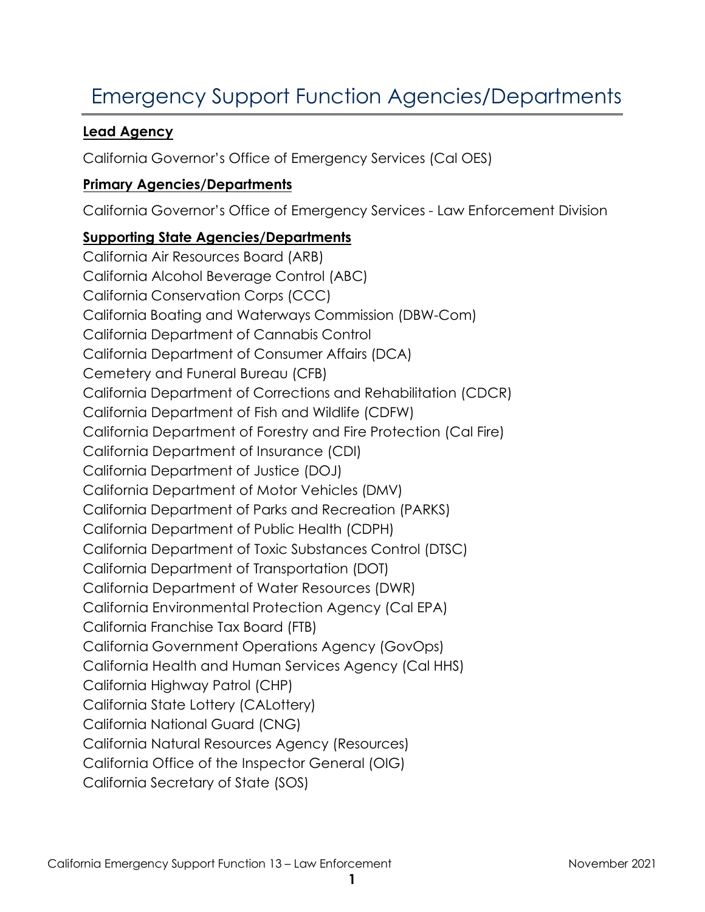# Emergency Support Function Agencies/Departments

**Lead Agency**

California Governor's Office of Emergency Services (Cal OES)

**Primary Agencies/Departments**

California Governor's Office of Emergency Services - Law Enforcement Division

**Supporting State Agencies/Departments**

California Air Resources Board (ARB)
California Alcohol Beverage Control (ABC)
California Conservation Corps (CCC)
California Boating and Waterways Commission (DBW-Com)
California Department of Cannabis Control
California Department of Consumer Affairs (DCA)
Cemetery and Funeral Bureau (CFB)
California Department of Corrections and Rehabilitation (CDCR)
California Department of Fish and Wildlife (CDFW)
California Department of Forestry and Fire Protection (Cal Fire)
California Department of Insurance (CDI)
California Department of Justice (DOJ)
California Department of Motor Vehicles (DMV)
California Department of Parks and Recreation (PARKS)
California Department of Public Health (CDPH)
California Department of Toxic Substances Control (DTSC)
California Department of Transportation (DOT)
California Department of Water Resources (DWR)
California Environmental Protection Agency (Cal EPA)
California Franchise Tax Board (FTB)
California Government Operations Agency (GovOps)
California Health and Human Services Agency (Cal HHS)
California Highway Patrol (CHP)
California State Lottery (CALottery)
California National Guard (CNG)
California Natural Resources Agency (Resources)
California Office of the Inspector General (OIG)
California Secretary of State (SOS)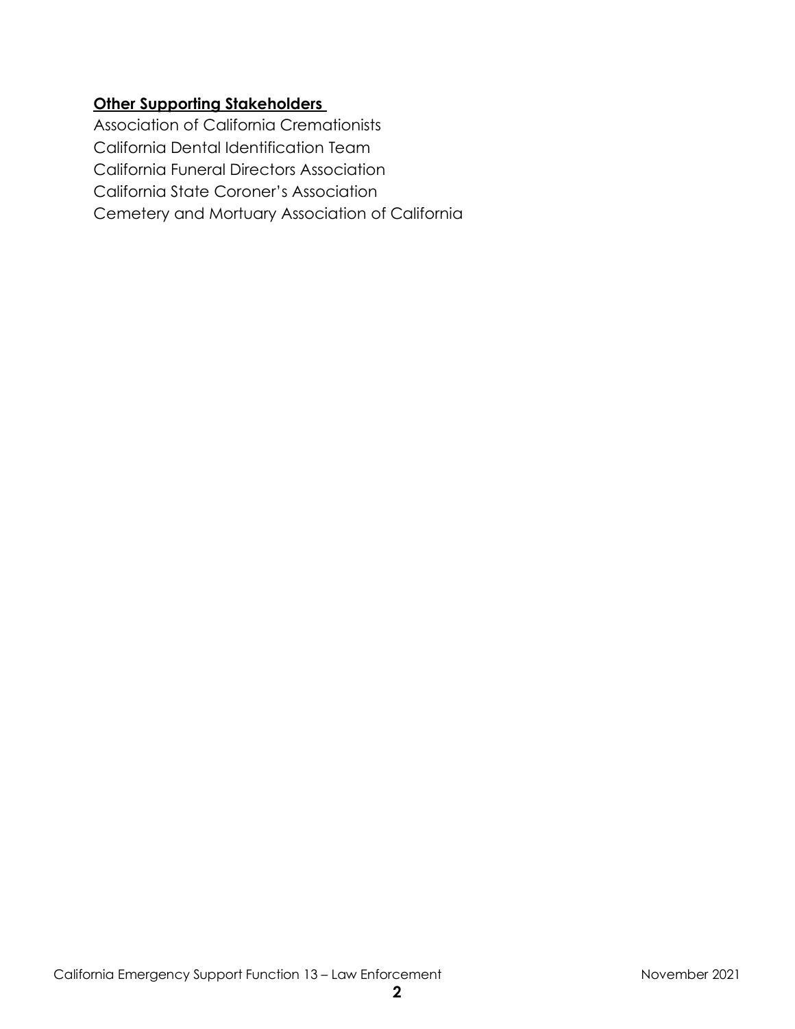**Other Supporting Stakeholders**

Association of California Cremationists
California Dental Identification Team
California Funeral Directors Association
California State Coroner's Association
Cemetery and Mortuary Association of California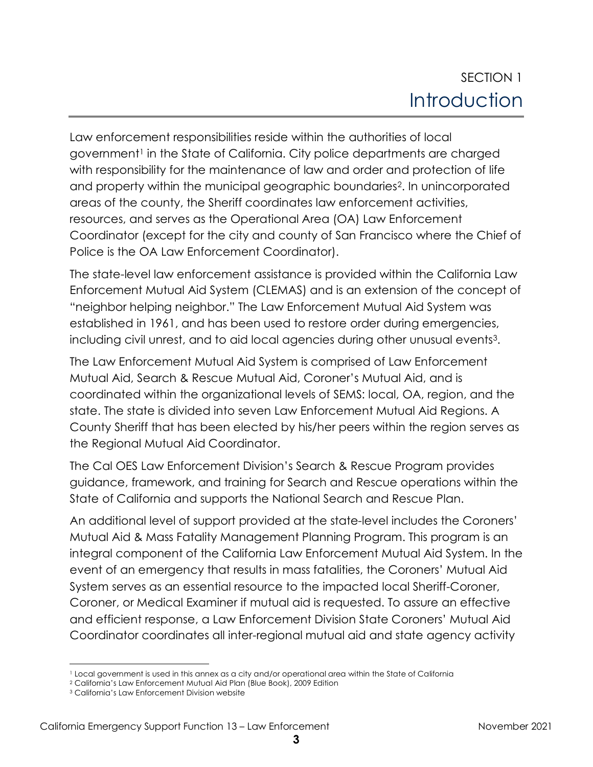# SECTION 1 Introduction

Law enforcement responsibilities reside within the authorities of local government[1] in the State of California. City police departments are charged with responsibility for the maintenance of law and order and protection of life and property within the municipal geographic boundaries[2]. In unincorporated areas of the county, the Sheriff coordinates law enforcement activities, resources, and serves as the Operational Area (OA) Law Enforcement Coordinator (except for the city and county of San Francisco where the Chief of Police is the OA Law Enforcement Coordinator).

The state-level law enforcement assistance is provided within the California Law Enforcement Mutual Aid System (CLEMAS) and is an extension of the concept of "neighbor helping neighbor." The Law Enforcement Mutual Aid System was established in 1961, and has been used to restore order during emergencies, including civil unrest, and to aid local agencies during other unusual events[3].

The Law Enforcement Mutual Aid System is comprised of Law Enforcement Mutual Aid, Search & Rescue Mutual Aid, Coroner's Mutual Aid, and is coordinated within the organizational levels of SEMS: local, OA, region, and the state. The state is divided into seven Law Enforcement Mutual Aid Regions. A County Sheriff that has been elected by his/her peers within the region serves as the Regional Mutual Aid Coordinator.

The Cal OES Law Enforcement Division's Search & Rescue Program provides guidance, framework, and training for Search and Rescue operations within the State of California and supports the National Search and Rescue Plan.

An additional level of support provided at the state-level includes the Coroners' Mutual Aid & Mass Fatality Management Planning Program. This program is an integral component of the California Law Enforcement Mutual Aid System. In the event of an emergency that results in mass fatalities, the Coroners' Mutual Aid System serves as an essential resource to the impacted local Sheriff-Coroner, Coroner, or Medical Examiner if mutual aid is requested. To assure an effective and efficient response, a Law Enforcement Division State Coroners' Mutual Aid Coordinator coordinates all inter-regional mutual aid and state agency activity

[1] Local government is used in this annex as a city and/or operational area within the State of California

[2] California's Law Enforcement Mutual Aid Plan (Blue Book), 2009 Edition

[3] California's Law Enforcement Division website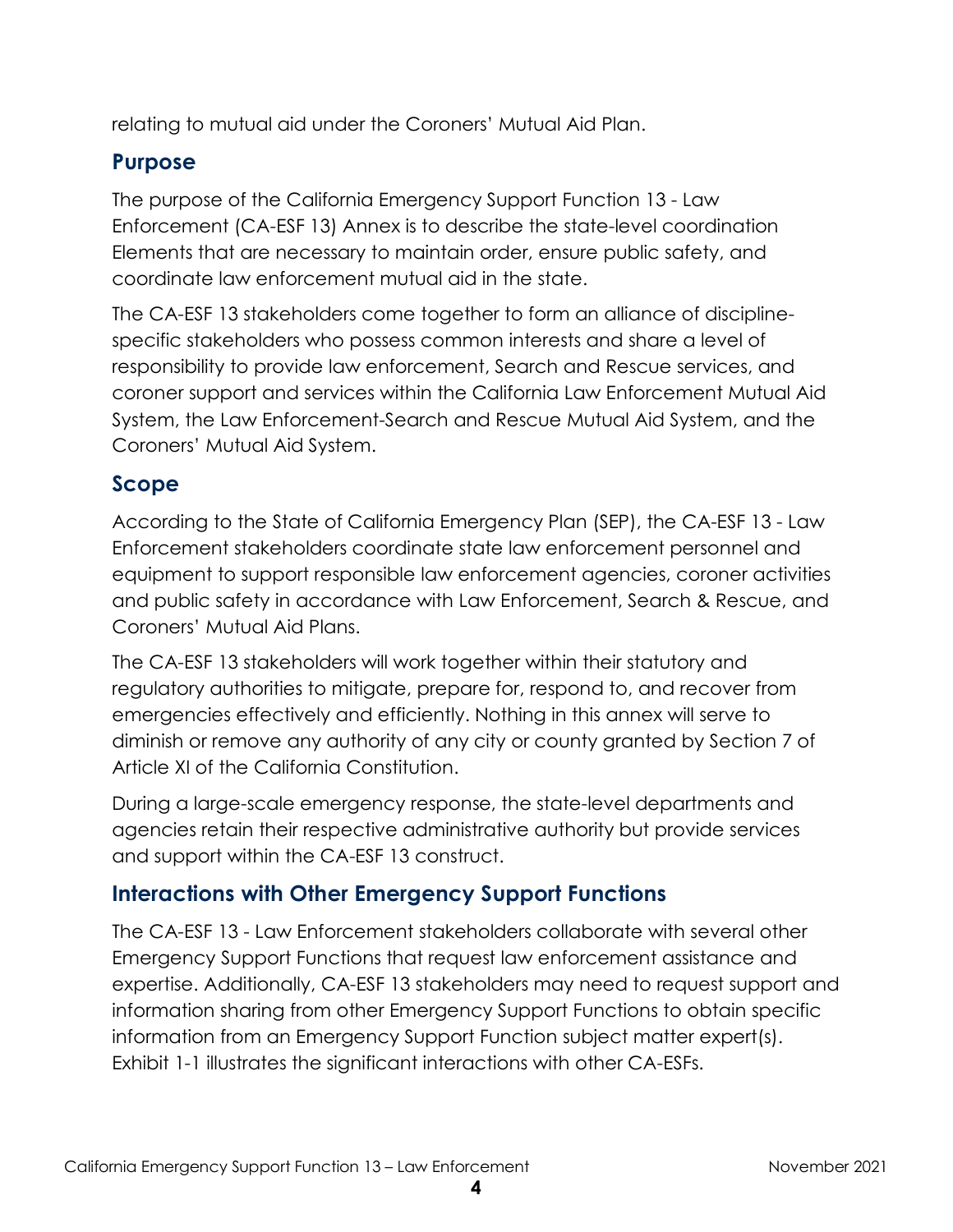relating to mutual aid under the Coroners' Mutual Aid Plan.

## Purpose

The purpose of the California Emergency Support Function 13 - Law Enforcement (CA-ESF 13) Annex is to describe the state-level coordination Elements that are necessary to maintain order, ensure public safety, and coordinate law enforcement mutual aid in the state.

The CA-ESF 13 stakeholders come together to form an alliance of discipline-specific stakeholders who possess common interests and share a level of responsibility to provide law enforcement, Search and Rescue services, and coroner support and services within the California Law Enforcement Mutual Aid System, the Law Enforcement-Search and Rescue Mutual Aid System, and the Coroners' Mutual Aid System.

## Scope

According to the State of California Emergency Plan (SEP), the CA-ESF 13 - Law Enforcement stakeholders coordinate state law enforcement personnel and equipment to support responsible law enforcement agencies, coroner activities and public safety in accordance with Law Enforcement, Search & Rescue, and Coroners' Mutual Aid Plans.

The CA-ESF 13 stakeholders will work together within their statutory and regulatory authorities to mitigate, prepare for, respond to, and recover from emergencies effectively and efficiently. Nothing in this annex will serve to diminish or remove any authority of any city or county granted by Section 7 of Article XI of the California Constitution.

During a large-scale emergency response, the state-level departments and agencies retain their respective administrative authority but provide services and support within the CA-ESF 13 construct.

## Interactions with Other Emergency Support Functions

The CA-ESF 13 - Law Enforcement stakeholders collaborate with several other Emergency Support Functions that request law enforcement assistance and expertise. Additionally, CA-ESF 13 stakeholders may need to request support and information sharing from other Emergency Support Functions to obtain specific information from an Emergency Support Function subject matter expert(s). Exhibit 1-1 illustrates the significant interactions with other CA-ESFs.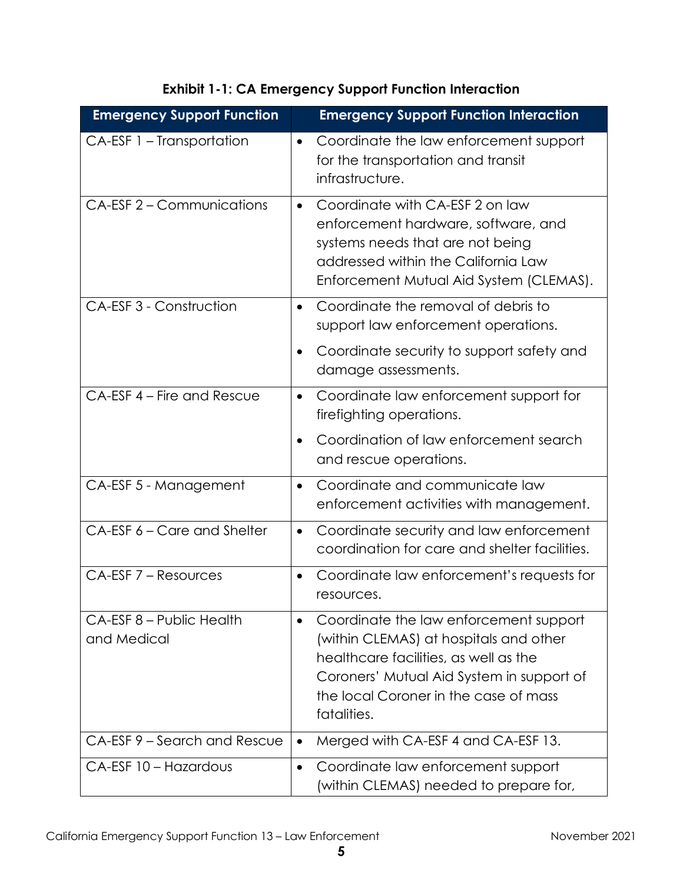**Exhibit 1-1: CA Emergency Support Function Interaction**

| Emergency Support Function | Emergency Support Function Interaction |
| --- | --- |
| CA-ESF 1 – Transportation | • Coordinate the law enforcement support for the transportation and transit infrastructure. |
| CA-ESF 2 – Communications | • Coordinate with CA-ESF 2 on law enforcement hardware, software, and systems needs that are not being addressed within the California Law Enforcement Mutual Aid System (CLEMAS). |
| CA-ESF 3 - Construction | • Coordinate the removal of debris to support law enforcement operations. <br> • Coordinate security to support safety and damage assessments. |
| CA-ESF 4 – Fire and Rescue | • Coordinate law enforcement support for firefighting operations. <br> • Coordination of law enforcement search and rescue operations. |
| CA-ESF 5 - Management | • Coordinate and communicate law enforcement activities with management. |
| CA-ESF 6 – Care and Shelter | • Coordinate security and law enforcement coordination for care and shelter facilities. |
| CA-ESF 7 – Resources | • Coordinate law enforcement's requests for resources. |
| CA-ESF 8 – Public Health and Medical | • Coordinate the law enforcement support (within CLEMAS) at hospitals and other healthcare facilities, as well as the Coroners' Mutual Aid System in support of the local Coroner in the case of mass fatalities. |
| CA-ESF 9 – Search and Rescue | • Merged with CA-ESF 4 and CA-ESF 13. |
| CA-ESF 10 – Hazardous | • Coordinate law enforcement support (within CLEMAS) needed to prepare for, |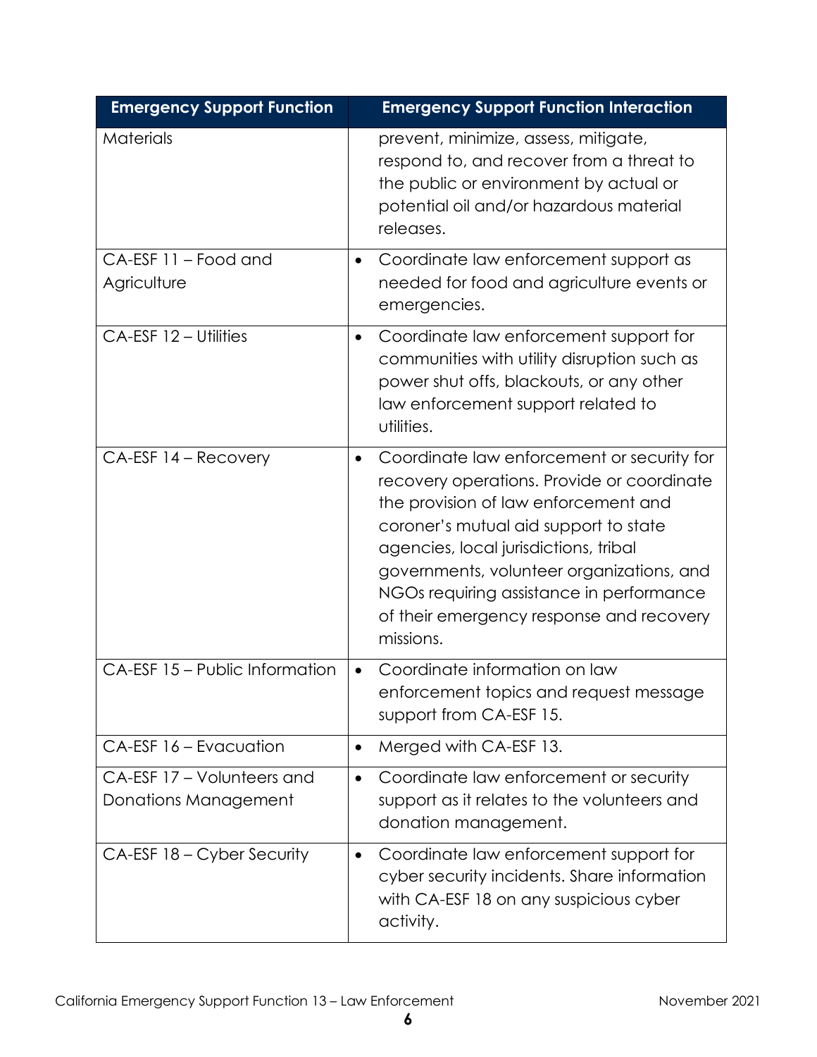| Emergency Support Function | Emergency Support Function Interaction |
|---|---|
| Materials | prevent, minimize, assess, mitigate, respond to, and recover from a threat to the public or environment by actual or potential oil and/or hazardous material releases. |
| CA-ESF 11 – Food and Agriculture | • Coordinate law enforcement support as needed for food and agriculture events or emergencies. |
| CA-ESF 12 – Utilities | • Coordinate law enforcement support for communities with utility disruption such as power shut offs, blackouts, or any other law enforcement support related to utilities. |
| CA-ESF 14 – Recovery | • Coordinate law enforcement or security for recovery operations. Provide or coordinate the provision of law enforcement and coroner's mutual aid support to state agencies, local jurisdictions, tribal governments, volunteer organizations, and NGOs requiring assistance in performance of their emergency response and recovery missions. |
| CA-ESF 15 – Public Information | • Coordinate information on law enforcement topics and request message support from CA-ESF 15. |
| CA-ESF 16 – Evacuation | • Merged with CA-ESF 13. |
| CA-ESF 17 – Volunteers and Donations Management | • Coordinate law enforcement or security support as it relates to the volunteers and donation management. |
| CA-ESF 18 – Cyber Security | • Coordinate law enforcement support for cyber security incidents. Share information with CA-ESF 18 on any suspicious cyber activity. |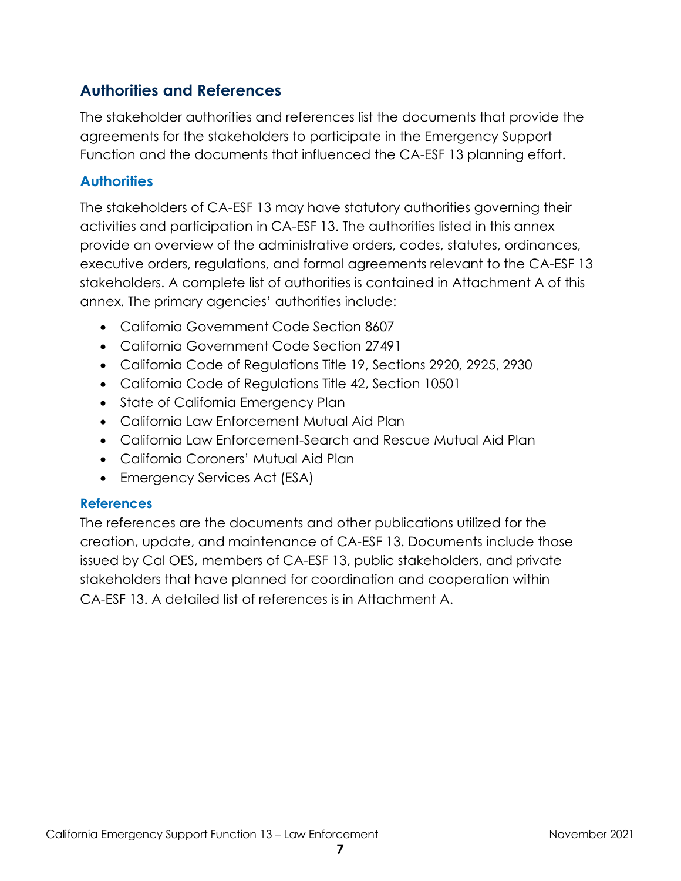## Authorities and References

The stakeholder authorities and references list the documents that provide the agreements for the stakeholders to participate in the Emergency Support Function and the documents that influenced the CA-ESF 13 planning effort.

### Authorities

The stakeholders of CA-ESF 13 may have statutory authorities governing their activities and participation in CA-ESF 13. The authorities listed in this annex provide an overview of the administrative orders, codes, statutes, ordinances, executive orders, regulations, and formal agreements relevant to the CA-ESF 13 stakeholders. A complete list of authorities is contained in Attachment A of this annex. The primary agencies' authorities include:

- California Government Code Section 8607
- California Government Code Section 27491
- California Code of Regulations Title 19, Sections 2920, 2925, 2930
- California Code of Regulations Title 42, Section 10501
- State of California Emergency Plan
- California Law Enforcement Mutual Aid Plan
- California Law Enforcement-Search and Rescue Mutual Aid Plan
- California Coroners' Mutual Aid Plan
- Emergency Services Act (ESA)

#### References

The references are the documents and other publications utilized for the creation, update, and maintenance of CA-ESF 13. Documents include those issued by Cal OES, members of CA-ESF 13, public stakeholders, and private stakeholders that have planned for coordination and cooperation within CA-ESF 13. A detailed list of references is in Attachment A.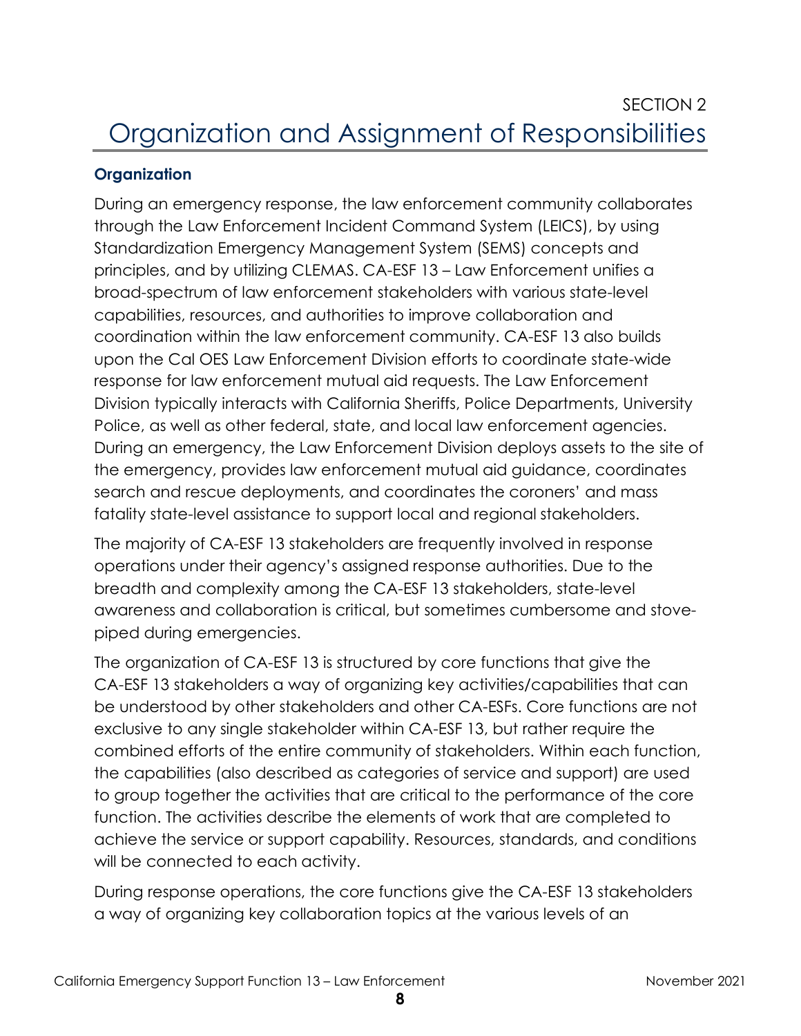SECTION 2

# Organization and Assignment of Responsibilities

## Organization

During an emergency response, the law enforcement community collaborates through the Law Enforcement Incident Command System (LEICS), by using Standardization Emergency Management System (SEMS) concepts and principles, and by utilizing CLEMAS. CA-ESF 13 – Law Enforcement unifies a broad-spectrum of law enforcement stakeholders with various state-level capabilities, resources, and authorities to improve collaboration and coordination within the law enforcement community. CA-ESF 13 also builds upon the Cal OES Law Enforcement Division efforts to coordinate state-wide response for law enforcement mutual aid requests. The Law Enforcement Division typically interacts with California Sheriffs, Police Departments, University Police, as well as other federal, state, and local law enforcement agencies. During an emergency, the Law Enforcement Division deploys assets to the site of the emergency, provides law enforcement mutual aid guidance, coordinates search and rescue deployments, and coordinates the coroners' and mass fatality state-level assistance to support local and regional stakeholders.

The majority of CA-ESF 13 stakeholders are frequently involved in response operations under their agency's assigned response authorities. Due to the breadth and complexity among the CA-ESF 13 stakeholders, state-level awareness and collaboration is critical, but sometimes cumbersome and stove-piped during emergencies.

The organization of CA-ESF 13 is structured by core functions that give the CA-ESF 13 stakeholders a way of organizing key activities/capabilities that can be understood by other stakeholders and other CA-ESFs. Core functions are not exclusive to any single stakeholder within CA-ESF 13, but rather require the combined efforts of the entire community of stakeholders. Within each function, the capabilities (also described as categories of service and support) are used to group together the activities that are critical to the performance of the core function. The activities describe the elements of work that are completed to achieve the service or support capability. Resources, standards, and conditions will be connected to each activity.

During response operations, the core functions give the CA-ESF 13 stakeholders a way of organizing key collaboration topics at the various levels of an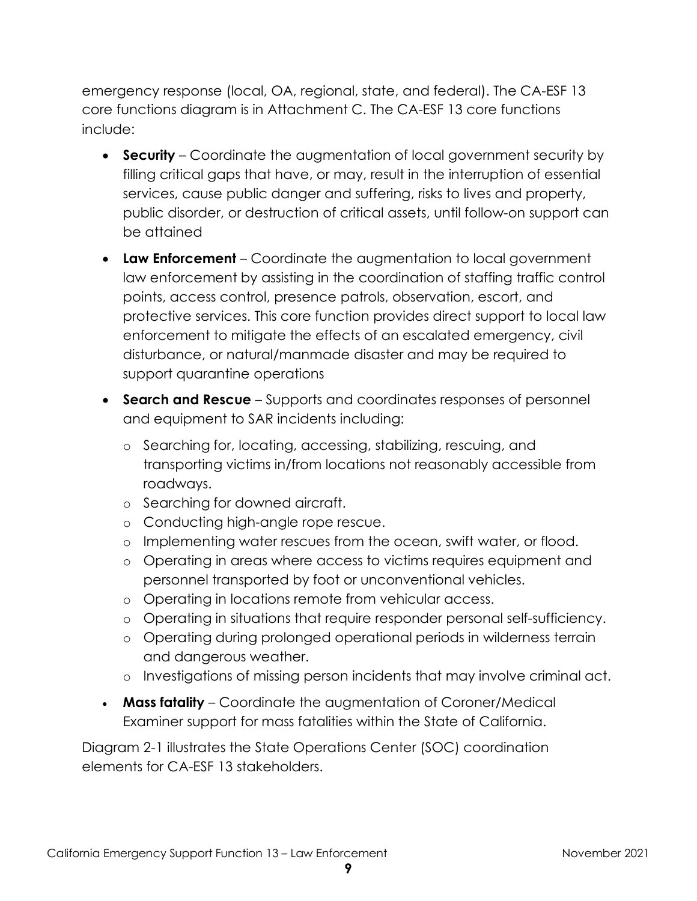emergency response (local, OA, regional, state, and federal). The CA-ESF 13 core functions diagram is in Attachment C. The CA-ESF 13 core functions include:

- **Security** – Coordinate the augmentation of local government security by filling critical gaps that have, or may, result in the interruption of essential services, cause public danger and suffering, risks to lives and property, public disorder, or destruction of critical assets, until follow-on support can be attained
- **Law Enforcement** – Coordinate the augmentation to local government law enforcement by assisting in the coordination of staffing traffic control points, access control, presence patrols, observation, escort, and protective services. This core function provides direct support to local law enforcement to mitigate the effects of an escalated emergency, civil disturbance, or natural/manmade disaster and may be required to support quarantine operations
- **Search and Rescue** – Supports and coordinates responses of personnel and equipment to SAR incidents including:
  - Searching for, locating, accessing, stabilizing, rescuing, and transporting victims in/from locations not reasonably accessible from roadways.
  - Searching for downed aircraft.
  - Conducting high-angle rope rescue.
  - Implementing water rescues from the ocean, swift water, or flood.
  - Operating in areas where access to victims requires equipment and personnel transported by foot or unconventional vehicles.
  - Operating in locations remote from vehicular access.
  - Operating in situations that require responder personal self-sufficiency.
  - Operating during prolonged operational periods in wilderness terrain and dangerous weather.
  - Investigations of missing person incidents that may involve criminal act.
- **Mass fatality** – Coordinate the augmentation of Coroner/Medical Examiner support for mass fatalities within the State of California.

Diagram 2-1 illustrates the State Operations Center (SOC) coordination elements for CA-ESF 13 stakeholders.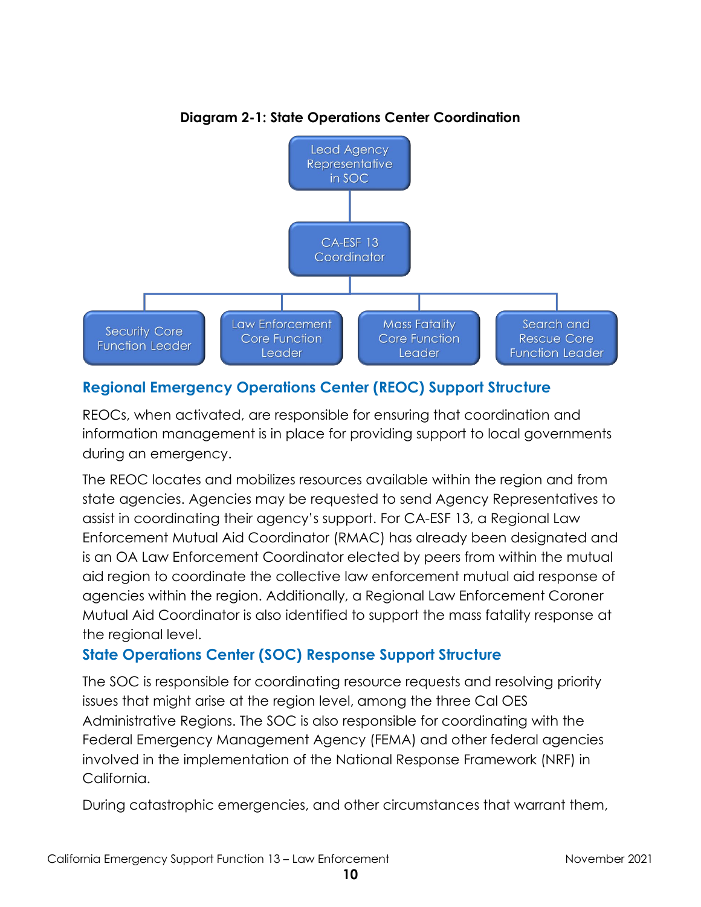**Diagram 2-1: State Operations Center Coordination**

- Lead Agency Representative in SOC
  - CA-ESF 13 Coordinator
    - Security Core Function Leader
    - Law Enforcement Core Function Leader
    - Mass Fatality Core Function Leader
    - Search and Rescue Core Function Leader

## Regional Emergency Operations Center (REOC) Support Structure

REOCs, when activated, are responsible for ensuring that coordination and information management is in place for providing support to local governments during an emergency.

The REOC locates and mobilizes resources available within the region and from state agencies. Agencies may be requested to send Agency Representatives to assist in coordinating their agency's support. For CA-ESF 13, a Regional Law Enforcement Mutual Aid Coordinator (RMAC) has already been designated and is an OA Law Enforcement Coordinator elected by peers from within the mutual aid region to coordinate the collective law enforcement mutual aid response of agencies within the region. Additionally, a Regional Law Enforcement Coroner Mutual Aid Coordinator is also identified to support the mass fatality response at the regional level.

## State Operations Center (SOC) Response Support Structure

The SOC is responsible for coordinating resource requests and resolving priority issues that might arise at the region level, among the three Cal OES Administrative Regions. The SOC is also responsible for coordinating with the Federal Emergency Management Agency (FEMA) and other federal agencies involved in the implementation of the National Response Framework (NRF) in California.

During catastrophic emergencies, and other circumstances that warrant them,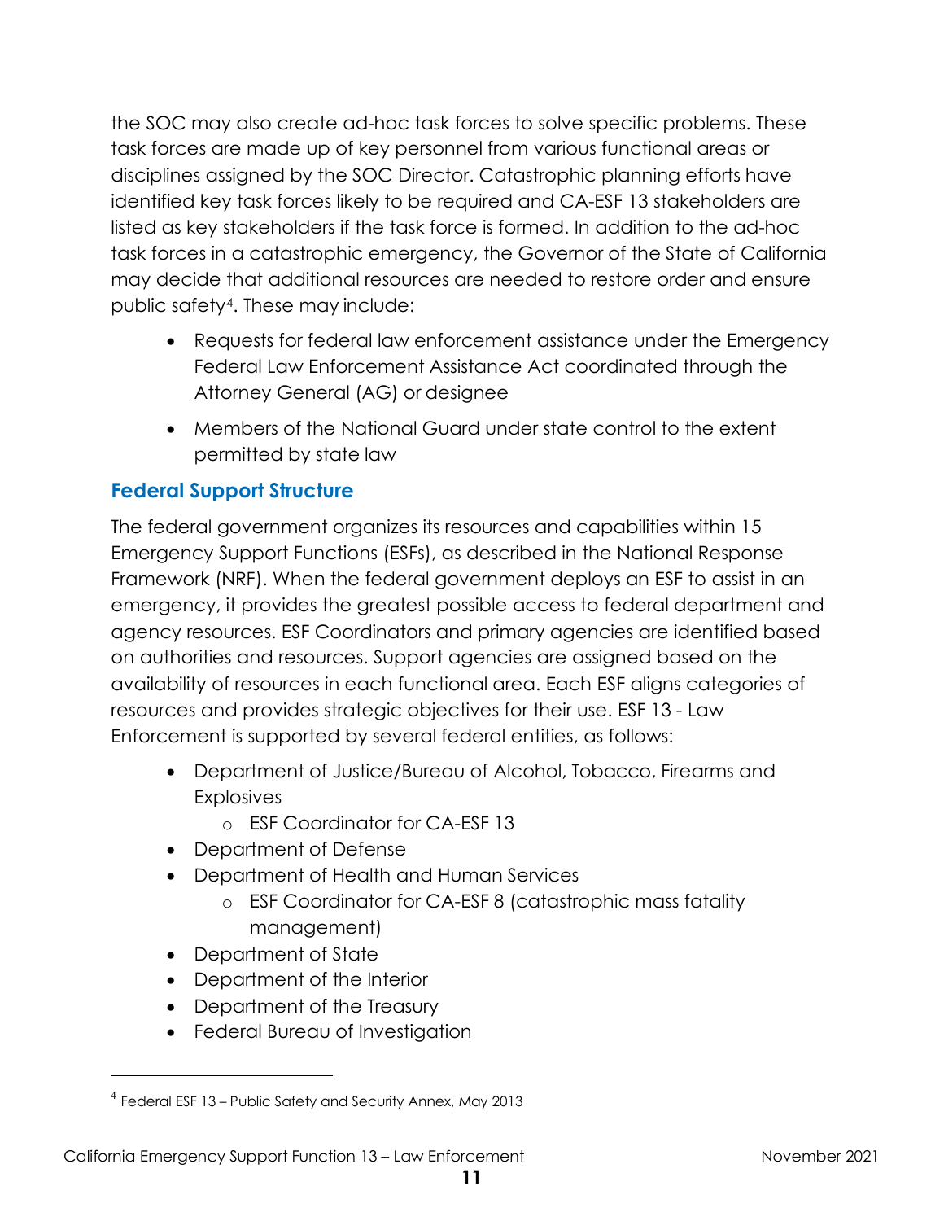the SOC may also create ad-hoc task forces to solve specific problems. These task forces are made up of key personnel from various functional areas or disciplines assigned by the SOC Director. Catastrophic planning efforts have identified key task forces likely to be required and CA-ESF 13 stakeholders are listed as key stakeholders if the task force is formed. In addition to the ad-hoc task forces in a catastrophic emergency, the Governor of the State of California may decide that additional resources are needed to restore order and ensure public safety[4]. These may include:

- Requests for federal law enforcement assistance under the Emergency Federal Law Enforcement Assistance Act coordinated through the Attorney General (AG) or designee
- Members of the National Guard under state control to the extent permitted by state law

### Federal Support Structure

The federal government organizes its resources and capabilities within 15 Emergency Support Functions (ESFs), as described in the National Response Framework (NRF). When the federal government deploys an ESF to assist in an emergency, it provides the greatest possible access to federal department and agency resources. ESF Coordinators and primary agencies are identified based on authorities and resources. Support agencies are assigned based on the availability of resources in each functional area. Each ESF aligns categories of resources and provides strategic objectives for their use. ESF 13 - Law Enforcement is supported by several federal entities, as follows:

- Department of Justice/Bureau of Alcohol, Tobacco, Firearms and Explosives
  - ESF Coordinator for CA-ESF 13
- Department of Defense
- Department of Health and Human Services
  - ESF Coordinator for CA-ESF 8 (catastrophic mass fatality management)
- Department of State
- Department of the Interior
- Department of the Treasury
- Federal Bureau of Investigation

[4] Federal ESF 13 – Public Safety and Security Annex, May 2013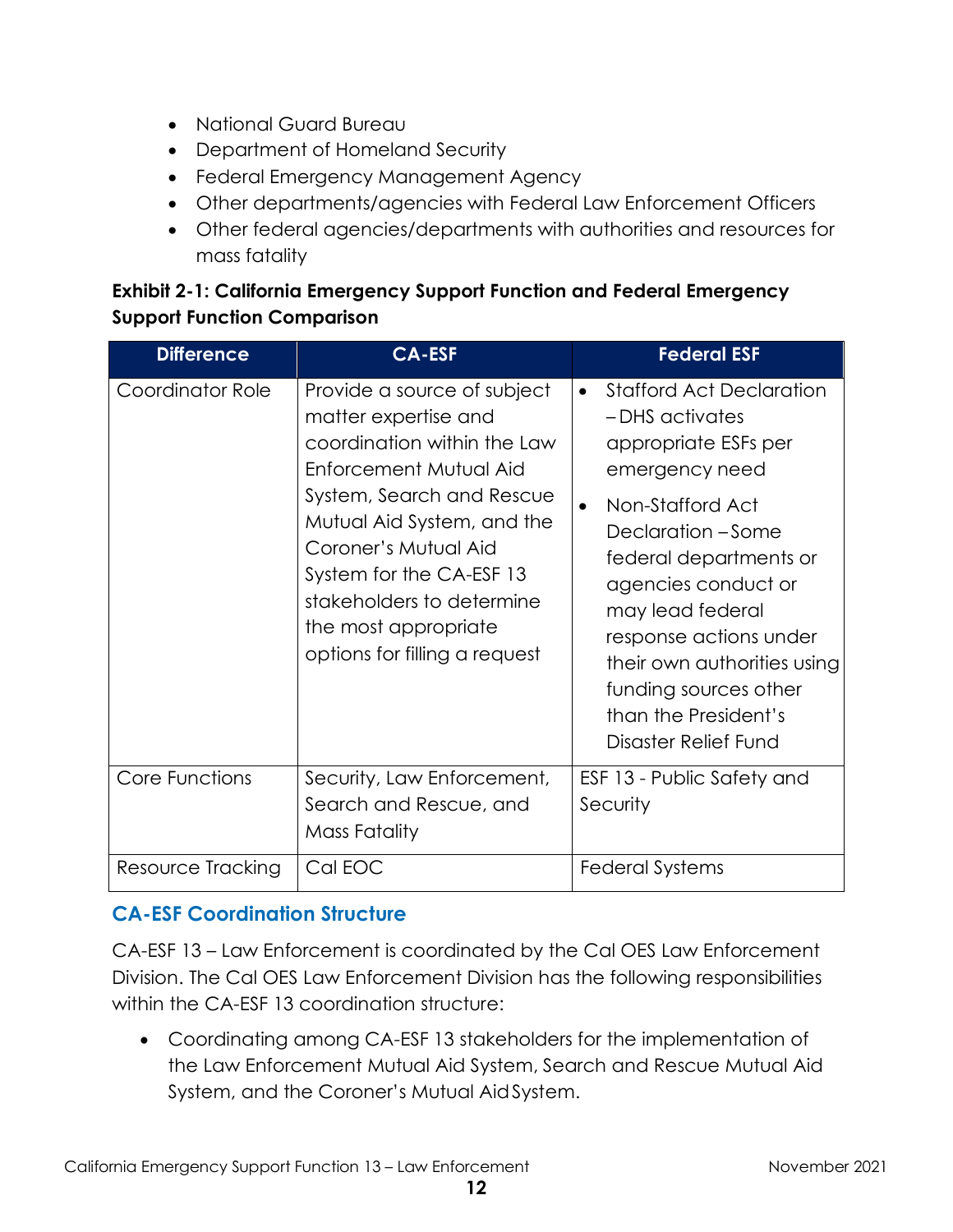- National Guard Bureau
- Department of Homeland Security
- Federal Emergency Management Agency
- Other departments/agencies with Federal Law Enforcement Officers
- Other federal agencies/departments with authorities and resources for mass fatality

**Exhibit 2-1: California Emergency Support Function and Federal Emergency Support Function Comparison**

| Difference | CA-ESF | Federal ESF |
|---|---|---|
| Coordinator Role | Provide a source of subject matter expertise and coordination within the Law Enforcement Mutual Aid System, Search and Rescue Mutual Aid System, and the Coroner's Mutual Aid System for the CA-ESF 13 stakeholders to determine the most appropriate options for filling a request | • Stafford Act Declaration – DHS activates appropriate ESFs per emergency need<br>• Non-Stafford Act Declaration – Some federal departments or agencies conduct or may lead federal response actions under their own authorities using funding sources other than the President's Disaster Relief Fund |
| Core Functions | Security, Law Enforcement, Search and Rescue, and Mass Fatality | ESF 13 - Public Safety and Security |
| Resource Tracking | Cal EOC | Federal Systems |

## CA-ESF Coordination Structure

CA-ESF 13 – Law Enforcement is coordinated by the Cal OES Law Enforcement Division. The Cal OES Law Enforcement Division has the following responsibilities within the CA-ESF 13 coordination structure:

- Coordinating among CA-ESF 13 stakeholders for the implementation of the Law Enforcement Mutual Aid System, Search and Rescue Mutual Aid System, and the Coroner's Mutual Aid System.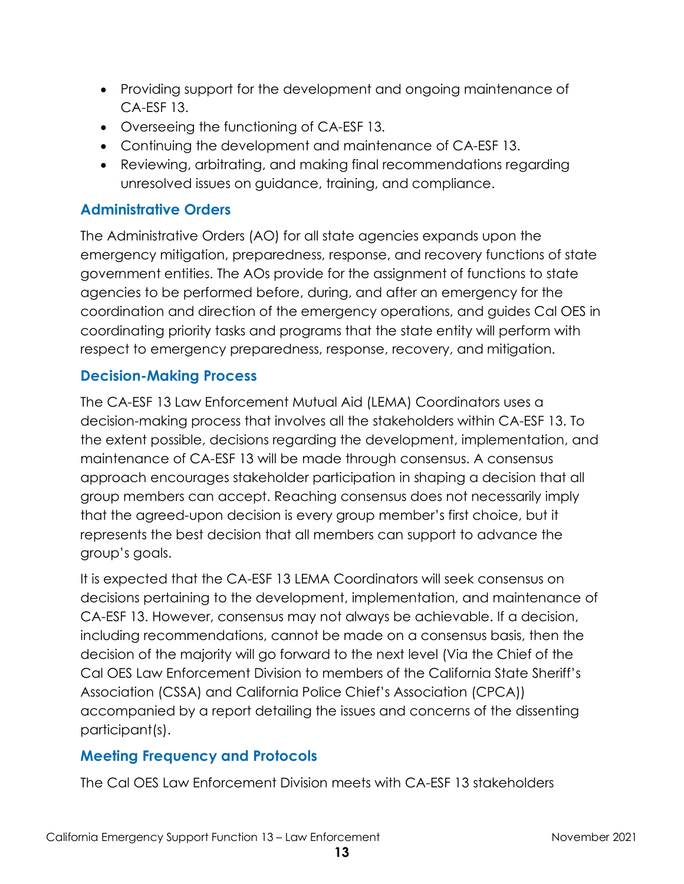- Providing support for the development and ongoing maintenance of CA-ESF 13.
- Overseeing the functioning of CA-ESF 13.
- Continuing the development and maintenance of CA-ESF 13.
- Reviewing, arbitrating, and making final recommendations regarding unresolved issues on guidance, training, and compliance.

### Administrative Orders

The Administrative Orders (AO) for all state agencies expands upon the emergency mitigation, preparedness, response, and recovery functions of state government entities. The AOs provide for the assignment of functions to state agencies to be performed before, during, and after an emergency for the coordination and direction of the emergency operations, and guides Cal OES in coordinating priority tasks and programs that the state entity will perform with respect to emergency preparedness, response, recovery, and mitigation.

### Decision-Making Process

The CA-ESF 13 Law Enforcement Mutual Aid (LEMA) Coordinators uses a decision-making process that involves all the stakeholders within CA-ESF 13. To the extent possible, decisions regarding the development, implementation, and maintenance of CA-ESF 13 will be made through consensus. A consensus approach encourages stakeholder participation in shaping a decision that all group members can accept. Reaching consensus does not necessarily imply that the agreed-upon decision is every group member's first choice, but it represents the best decision that all members can support to advance the group's goals.

It is expected that the CA-ESF 13 LEMA Coordinators will seek consensus on decisions pertaining to the development, implementation, and maintenance of CA-ESF 13. However, consensus may not always be achievable. If a decision, including recommendations, cannot be made on a consensus basis, then the decision of the majority will go forward to the next level (Via the Chief of the Cal OES Law Enforcement Division to members of the California State Sheriff's Association (CSSA) and California Police Chief's Association (CPCA)) accompanied by a report detailing the issues and concerns of the dissenting participant(s).

### Meeting Frequency and Protocols

The Cal OES Law Enforcement Division meets with CA-ESF 13 stakeholders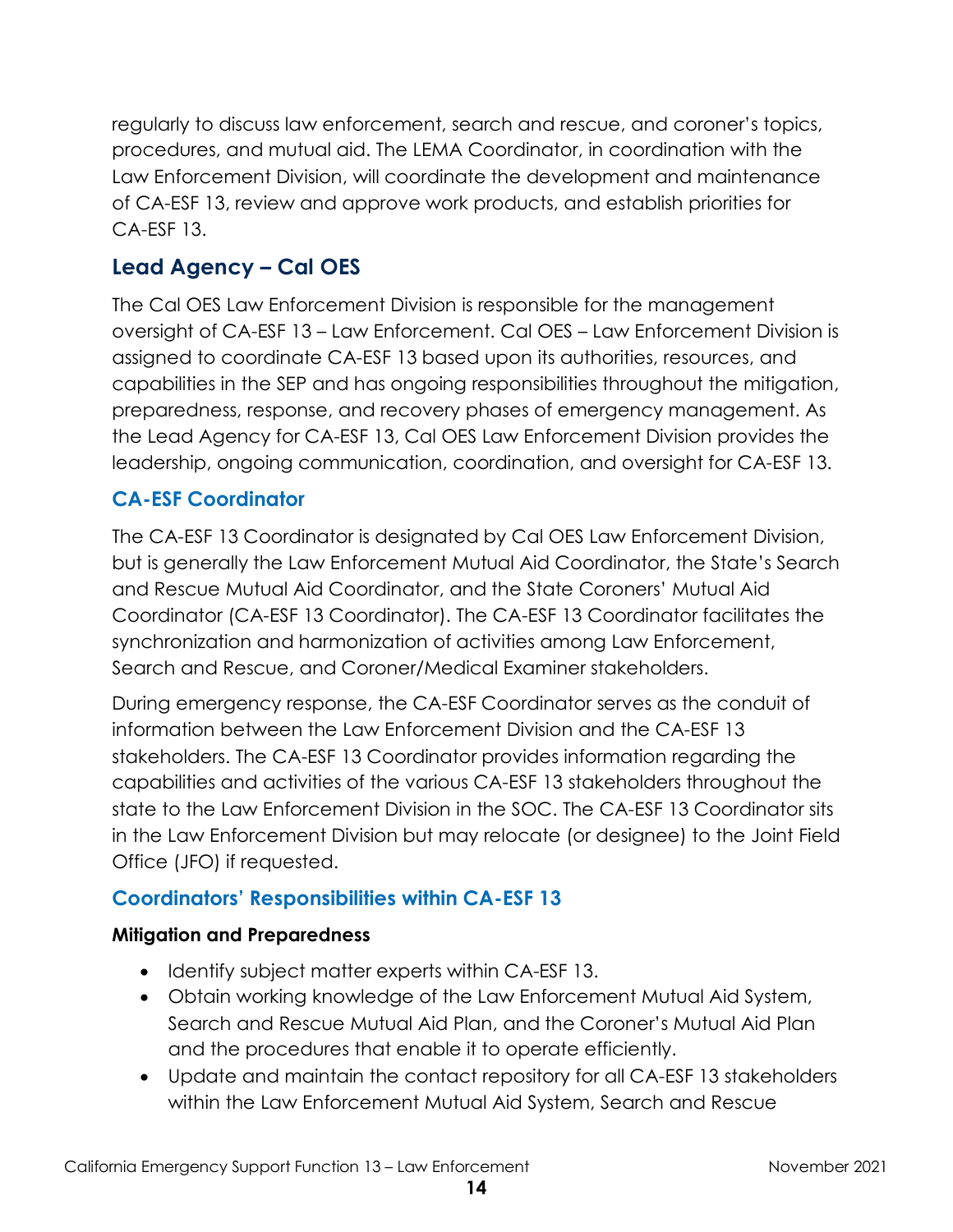regularly to discuss law enforcement, search and rescue, and coroner's topics, procedures, and mutual aid. The LEMA Coordinator, in coordination with the Law Enforcement Division, will coordinate the development and maintenance of CA-ESF 13, review and approve work products, and establish priorities for CA-ESF 13.

## Lead Agency – Cal OES

The Cal OES Law Enforcement Division is responsible for the management oversight of CA-ESF 13 – Law Enforcement. Cal OES – Law Enforcement Division is assigned to coordinate CA-ESF 13 based upon its authorities, resources, and capabilities in the SEP and has ongoing responsibilities throughout the mitigation, preparedness, response, and recovery phases of emergency management. As the Lead Agency for CA-ESF 13, Cal OES Law Enforcement Division provides the leadership, ongoing communication, coordination, and oversight for CA-ESF 13.

### CA-ESF Coordinator

The CA-ESF 13 Coordinator is designated by Cal OES Law Enforcement Division, but is generally the Law Enforcement Mutual Aid Coordinator, the State's Search and Rescue Mutual Aid Coordinator, and the State Coroners' Mutual Aid Coordinator (CA-ESF 13 Coordinator). The CA-ESF 13 Coordinator facilitates the synchronization and harmonization of activities among Law Enforcement, Search and Rescue, and Coroner/Medical Examiner stakeholders.

During emergency response, the CA-ESF Coordinator serves as the conduit of information between the Law Enforcement Division and the CA-ESF 13 stakeholders. The CA-ESF 13 Coordinator provides information regarding the capabilities and activities of the various CA-ESF 13 stakeholders throughout the state to the Law Enforcement Division in the SOC. The CA-ESF 13 Coordinator sits in the Law Enforcement Division but may relocate (or designee) to the Joint Field Office (JFO) if requested.

### Coordinators' Responsibilities within CA-ESF 13

**Mitigation and Preparedness**

- Identify subject matter experts within CA-ESF 13.
- Obtain working knowledge of the Law Enforcement Mutual Aid System, Search and Rescue Mutual Aid Plan, and the Coroner's Mutual Aid Plan and the procedures that enable it to operate efficiently.
- Update and maintain the contact repository for all CA-ESF 13 stakeholders within the Law Enforcement Mutual Aid System, Search and Rescue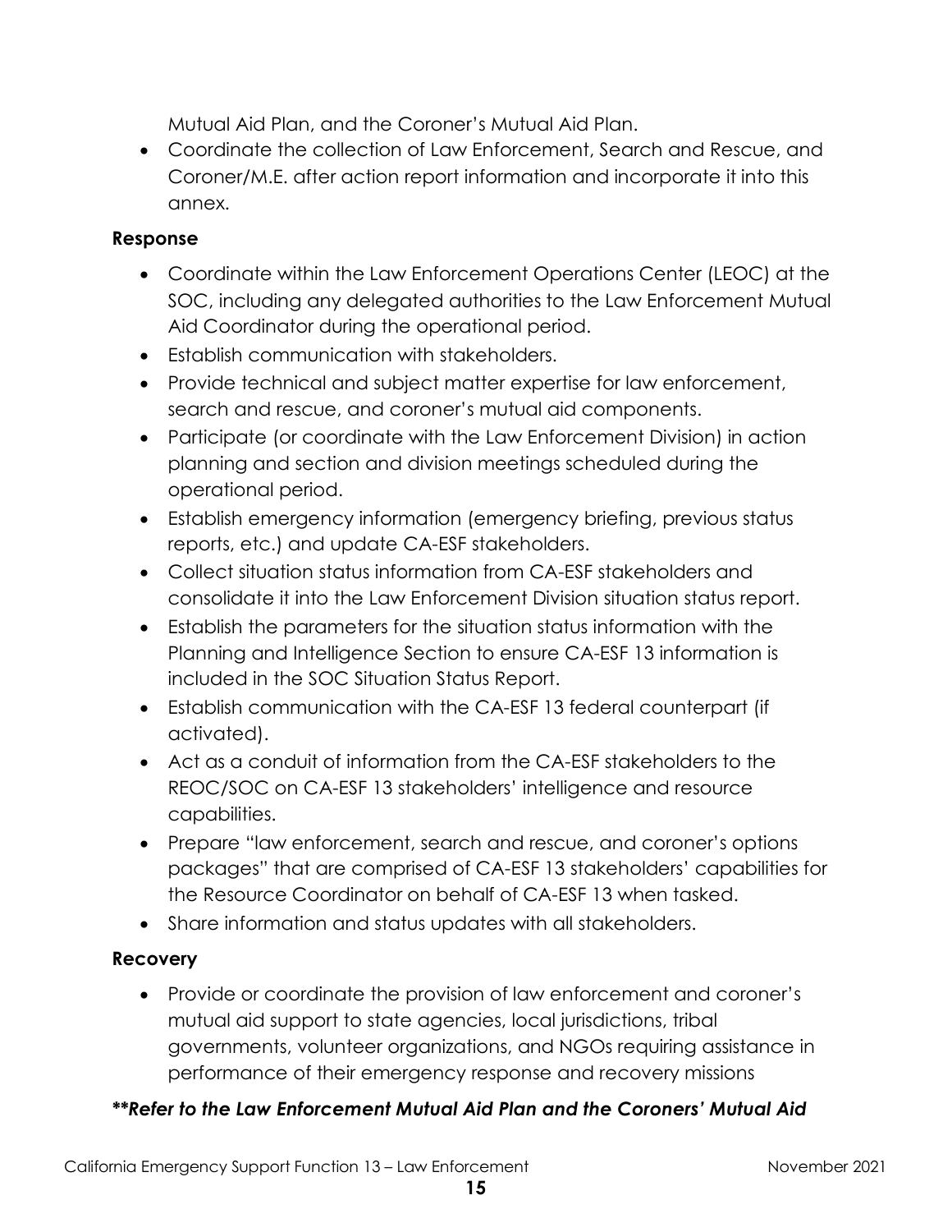Mutual Aid Plan, and the Coroner's Mutual Aid Plan.

- Coordinate the collection of Law Enforcement, Search and Rescue, and Coroner/M.E. after action report information and incorporate it into this annex.

**Response**

- Coordinate within the Law Enforcement Operations Center (LEOC) at the SOC, including any delegated authorities to the Law Enforcement Mutual Aid Coordinator during the operational period.
- Establish communication with stakeholders.
- Provide technical and subject matter expertise for law enforcement, search and rescue, and coroner's mutual aid components.
- Participate (or coordinate with the Law Enforcement Division) in action planning and section and division meetings scheduled during the operational period.
- Establish emergency information (emergency briefing, previous status reports, etc.) and update CA-ESF stakeholders.
- Collect situation status information from CA-ESF stakeholders and consolidate it into the Law Enforcement Division situation status report.
- Establish the parameters for the situation status information with the Planning and Intelligence Section to ensure CA-ESF 13 information is included in the SOC Situation Status Report.
- Establish communication with the CA-ESF 13 federal counterpart (if activated).
- Act as a conduit of information from the CA-ESF stakeholders to the REOC/SOC on CA-ESF 13 stakeholders' intelligence and resource capabilities.
- Prepare "law enforcement, search and rescue, and coroner's options packages" that are comprised of CA-ESF 13 stakeholders' capabilities for the Resource Coordinator on behalf of CA-ESF 13 when tasked.
- Share information and status updates with all stakeholders.

**Recovery**

- Provide or coordinate the provision of law enforcement and coroner's mutual aid support to state agencies, local jurisdictions, tribal governments, volunteer organizations, and NGOs requiring assistance in performance of their emergency response and recovery missions

***\*\*Refer to the Law Enforcement Mutual Aid Plan and the Coroners' Mutual Aid***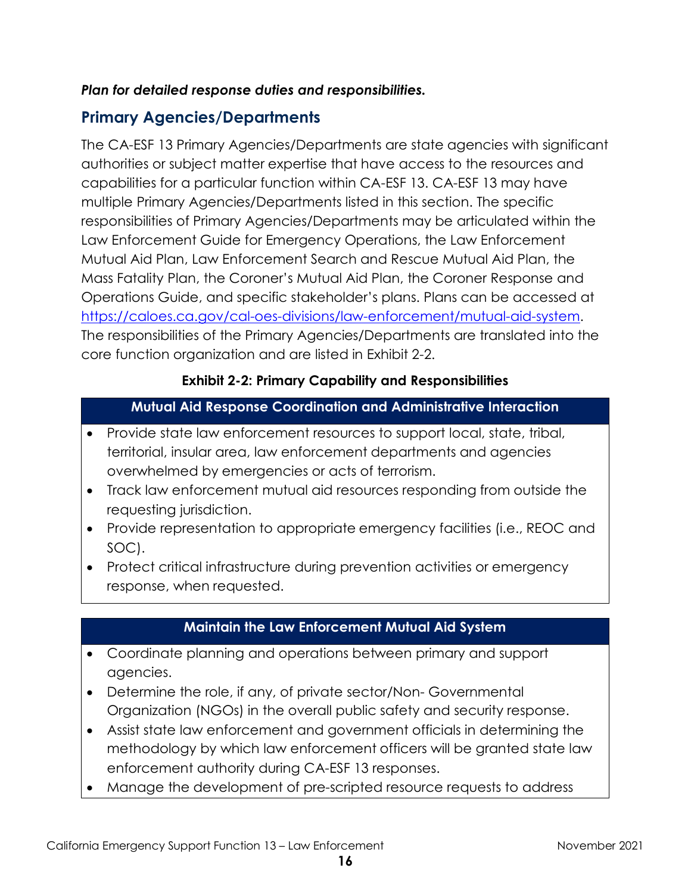***Plan for detailed response duties and responsibilities.***

## Primary Agencies/Departments

The CA-ESF 13 Primary Agencies/Departments are state agencies with significant authorities or subject matter expertise that have access to the resources and capabilities for a particular function within CA-ESF 13. CA-ESF 13 may have multiple Primary Agencies/Departments listed in this section. The specific responsibilities of Primary Agencies/Departments may be articulated within the Law Enforcement Guide for Emergency Operations, the Law Enforcement Mutual Aid Plan, Law Enforcement Search and Rescue Mutual Aid Plan, the Mass Fatality Plan, the Coroner's Mutual Aid Plan, the Coroner Response and Operations Guide, and specific stakeholder's plans. Plans can be accessed at https://caloes.ca.gov/cal-oes-divisions/law-enforcement/mutual-aid-system. The responsibilities of the Primary Agencies/Departments are translated into the core function organization and are listed in Exhibit 2-2.

**Exhibit 2-2: Primary Capability and Responsibilities**

| Mutual Aid Response Coordination and Administrative Interaction |
| --- |
| • Provide state law enforcement resources to support local, state, tribal, territorial, insular area, law enforcement departments and agencies overwhelmed by emergencies or acts of terrorism.<br>• Track law enforcement mutual aid resources responding from outside the requesting jurisdiction.<br>• Provide representation to appropriate emergency facilities (i.e., REOC and SOC).<br>• Protect critical infrastructure during prevention activities or emergency response, when requested. |

| Maintain the Law Enforcement Mutual Aid System |
| --- |
| • Coordinate planning and operations between primary and support agencies.<br>• Determine the role, if any, of private sector/Non- Governmental Organization (NGOs) in the overall public safety and security response.<br>• Assist state law enforcement and government officials in determining the methodology by which law enforcement officers will be granted state law enforcement authority during CA-ESF 13 responses.<br>• Manage the development of pre-scripted resource requests to address |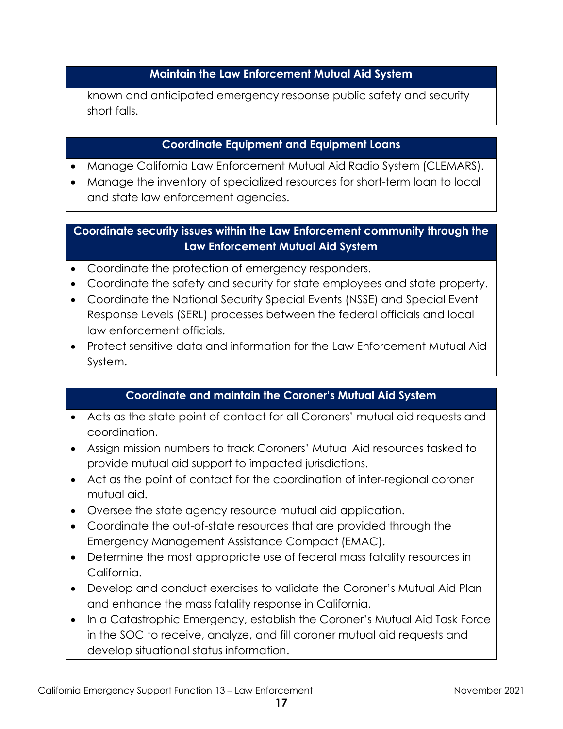| Maintain the Law Enforcement Mutual Aid System |
| --- |
| known and anticipated emergency response public safety and security short falls. |

| Coordinate Equipment and Equipment Loans |
| --- |
| • Manage California Law Enforcement Mutual Aid Radio System (CLEMARS).<br>• Manage the inventory of specialized resources for short-term loan to local and state law enforcement agencies. |

| Coordinate security issues within the Law Enforcement community through the Law Enforcement Mutual Aid System |
| --- |
| • Coordinate the protection of emergency responders.<br>• Coordinate the safety and security for state employees and state property.<br>• Coordinate the National Security Special Events (NSSE) and Special Event Response Levels (SERL) processes between the federal officials and local law enforcement officials.<br>• Protect sensitive data and information for the Law Enforcement Mutual Aid System. |

| Coordinate and maintain the Coroner's Mutual Aid System |
| --- |
| • Acts as the state point of contact for all Coroners' mutual aid requests and coordination.<br>• Assign mission numbers to track Coroners' Mutual Aid resources tasked to provide mutual aid support to impacted jurisdictions.<br>• Act as the point of contact for the coordination of inter-regional coroner mutual aid.<br>• Oversee the state agency resource mutual aid application.<br>• Coordinate the out-of-state resources that are provided through the Emergency Management Assistance Compact (EMAC).<br>• Determine the most appropriate use of federal mass fatality resources in California.<br>• Develop and conduct exercises to validate the Coroner's Mutual Aid Plan and enhance the mass fatality response in California.<br>• In a Catastrophic Emergency, establish the Coroner's Mutual Aid Task Force in the SOC to receive, analyze, and fill coroner mutual aid requests and develop situational status information. |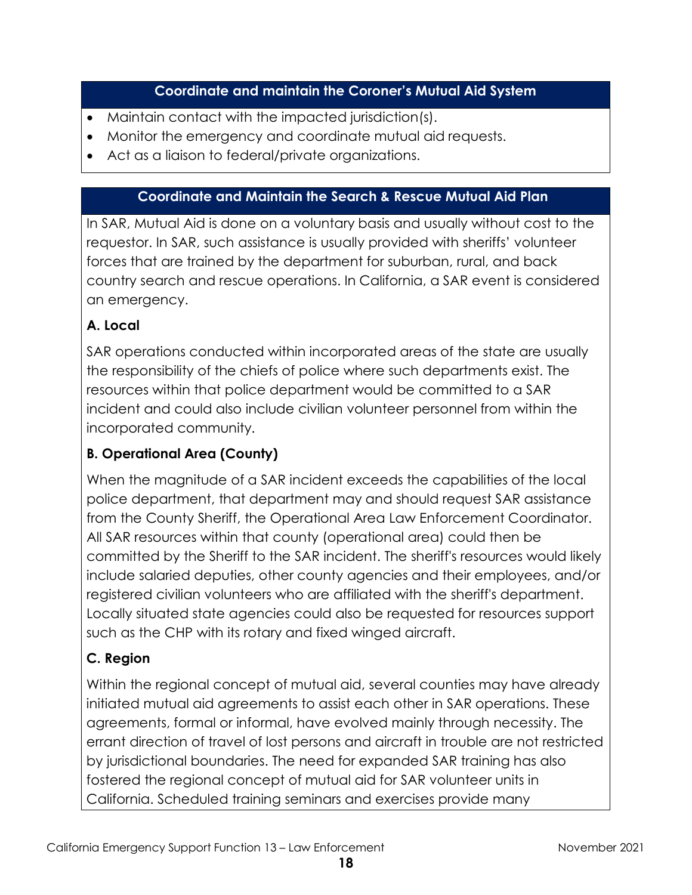### Coordinate and maintain the Coroner's Mutual Aid System

- Maintain contact with the impacted jurisdiction(s).
- Monitor the emergency and coordinate mutual aid requests.
- Act as a liaison to federal/private organizations.

### Coordinate and Maintain the Search & Rescue Mutual Aid Plan

In SAR, Mutual Aid is done on a voluntary basis and usually without cost to the requestor. In SAR, such assistance is usually provided with sheriffs' volunteer forces that are trained by the department for suburban, rural, and back country search and rescue operations. In California, a SAR event is considered an emergency.

**A. Local**

SAR operations conducted within incorporated areas of the state are usually the responsibility of the chiefs of police where such departments exist. The resources within that police department would be committed to a SAR incident and could also include civilian volunteer personnel from within the incorporated community.

**B. Operational Area (County)**

When the magnitude of a SAR incident exceeds the capabilities of the local police department, that department may and should request SAR assistance from the County Sheriff, the Operational Area Law Enforcement Coordinator. All SAR resources within that county (operational area) could then be committed by the Sheriff to the SAR incident. The sheriff's resources would likely include salaried deputies, other county agencies and their employees, and/or registered civilian volunteers who are affiliated with the sheriff's department. Locally situated state agencies could also be requested for resources support such as the CHP with its rotary and fixed winged aircraft.

**C. Region**

Within the regional concept of mutual aid, several counties may have already initiated mutual aid agreements to assist each other in SAR operations. These agreements, formal or informal, have evolved mainly through necessity. The errant direction of travel of lost persons and aircraft in trouble are not restricted by jurisdictional boundaries. The need for expanded SAR training has also fostered the regional concept of mutual aid for SAR volunteer units in California. Scheduled training seminars and exercises provide many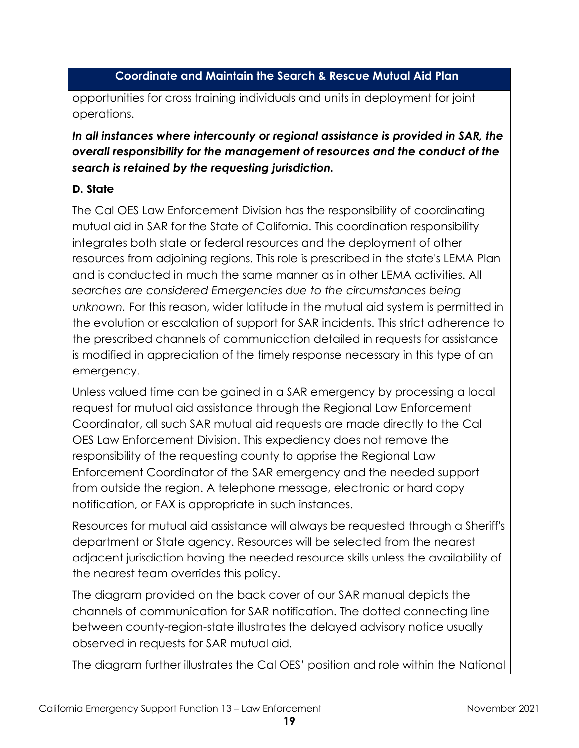## Coordinate and Maintain the Search & Rescue Mutual Aid Plan

opportunities for cross training individuals and units in deployment for joint operations.

***In all instances where intercounty or regional assistance is provided in SAR, the overall responsibility for the management of resources and the conduct of the search is retained by the requesting jurisdiction.***

**D. State**

The Cal OES Law Enforcement Division has the responsibility of coordinating mutual aid in SAR for the State of California. This coordination responsibility integrates both state or federal resources and the deployment of other resources from adjoining regions. This role is prescribed in the state's LEMA Plan and is conducted in much the same manner as in other LEMA activities. All *searches are considered Emergencies due to the circumstances being unknown.* For this reason, wider latitude in the mutual aid system is permitted in the evolution or escalation of support for SAR incidents. This strict adherence to the prescribed channels of communication detailed in requests for assistance is modified in appreciation of the timely response necessary in this type of an emergency.

Unless valued time can be gained in a SAR emergency by processing a local request for mutual aid assistance through the Regional Law Enforcement Coordinator, all such SAR mutual aid requests are made directly to the Cal OES Law Enforcement Division. This expediency does not remove the responsibility of the requesting county to apprise the Regional Law Enforcement Coordinator of the SAR emergency and the needed support from outside the region. A telephone message, electronic or hard copy notification, or FAX is appropriate in such instances.

Resources for mutual aid assistance will always be requested through a Sheriff's department or State agency. Resources will be selected from the nearest adjacent jurisdiction having the needed resource skills unless the availability of the nearest team overrides this policy.

The diagram provided on the back cover of our SAR manual depicts the channels of communication for SAR notification. The dotted connecting line between county-region-state illustrates the delayed advisory notice usually observed in requests for SAR mutual aid.

The diagram further illustrates the Cal OES' position and role within the National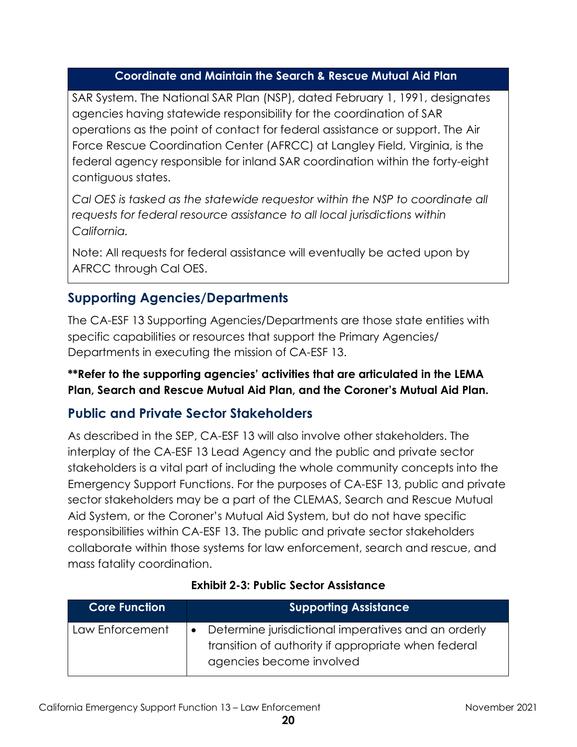| Coordinate and Maintain the Search & Rescue Mutual Aid Plan |
| --- |
| SAR System. The National SAR Plan (NSP), dated February 1, 1991, designates agencies having statewide responsibility for the coordination of SAR operations as the point of contact for federal assistance or support. The Air Force Rescue Coordination Center (AFRCC) at Langley Field, Virginia, is the federal agency responsible for inland SAR coordination within the forty-eight contiguous states. *Cal OES is tasked as the statewide requestor within the NSP to coordinate all requests for federal resource assistance to all local jurisdictions within California.* Note: All requests for federal assistance will eventually be acted upon by AFRCC through Cal OES. |

## Supporting Agencies/Departments

The CA-ESF 13 Supporting Agencies/Departments are those state entities with specific capabilities or resources that support the Primary Agencies/ Departments in executing the mission of CA-ESF 13.

**Refer to the supporting agencies' activities that are articulated in the LEMA Plan, Search and Rescue Mutual Aid Plan, and the Coroner's Mutual Aid Plan.**

## Public and Private Sector Stakeholders

As described in the SEP, CA-ESF 13 will also involve other stakeholders. The interplay of the CA-ESF 13 Lead Agency and the public and private sector stakeholders is a vital part of including the whole community concepts into the Emergency Support Functions. For the purposes of CA-ESF 13, public and private sector stakeholders may be a part of the CLEMAS, Search and Rescue Mutual Aid System, or the Coroner's Mutual Aid System, but do not have specific responsibilities within CA-ESF 13. The public and private sector stakeholders collaborate within those systems for law enforcement, search and rescue, and mass fatality coordination.

**Exhibit 2-3: Public Sector Assistance**

| Core Function | Supporting Assistance |
| --- | --- |
| Law Enforcement | • Determine jurisdictional imperatives and an orderly transition of authority if appropriate when federal agencies become involved |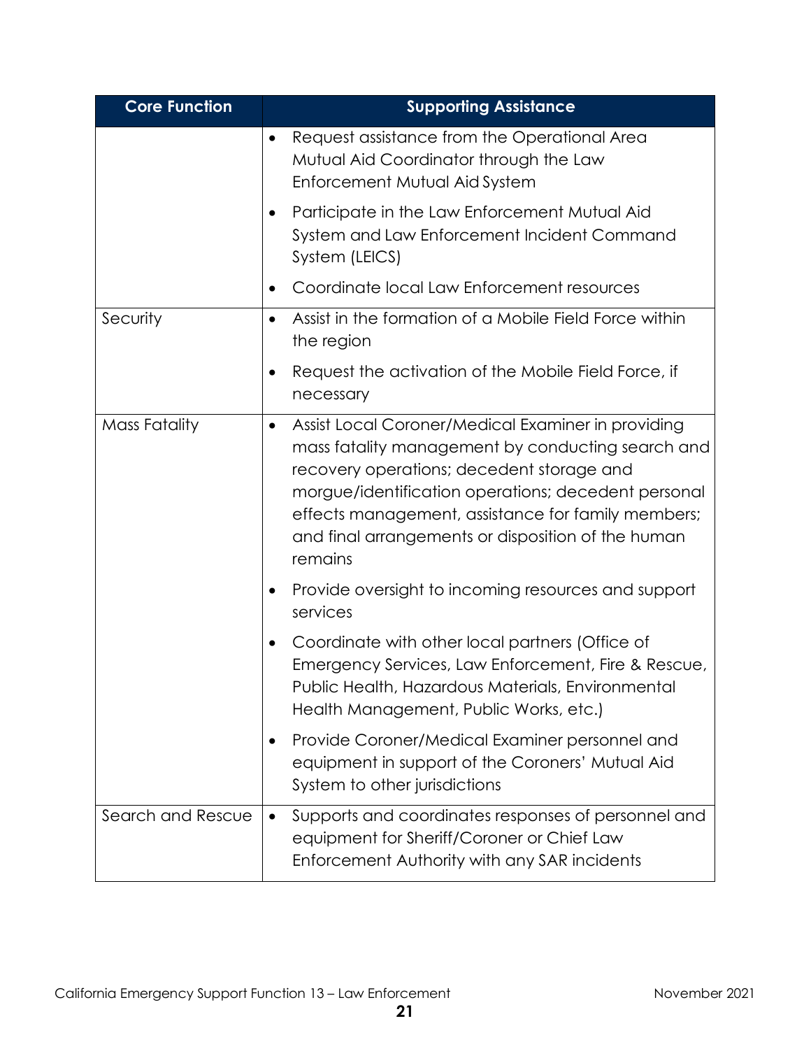| Core Function | Supporting Assistance |
| --- | --- |
| | • Request assistance from the Operational Area Mutual Aid Coordinator through the Law Enforcement Mutual Aid System<br>• Participate in the Law Enforcement Mutual Aid System and Law Enforcement Incident Command System (LEICS)<br>• Coordinate local Law Enforcement resources |
| Security | • Assist in the formation of a Mobile Field Force within the region<br>• Request the activation of the Mobile Field Force, if necessary |
| Mass Fatality | • Assist Local Coroner/Medical Examiner in providing mass fatality management by conducting search and recovery operations; decedent storage and morgue/identification operations; decedent personal effects management, assistance for family members; and final arrangements or disposition of the human remains<br>• Provide oversight to incoming resources and support services<br>• Coordinate with other local partners (Office of Emergency Services, Law Enforcement, Fire & Rescue, Public Health, Hazardous Materials, Environmental Health Management, Public Works, etc.)<br>• Provide Coroner/Medical Examiner personnel and equipment in support of the Coroners' Mutual Aid System to other jurisdictions |
| Search and Rescue | • Supports and coordinates responses of personnel and equipment for Sheriff/Coroner or Chief Law Enforcement Authority with any SAR incidents |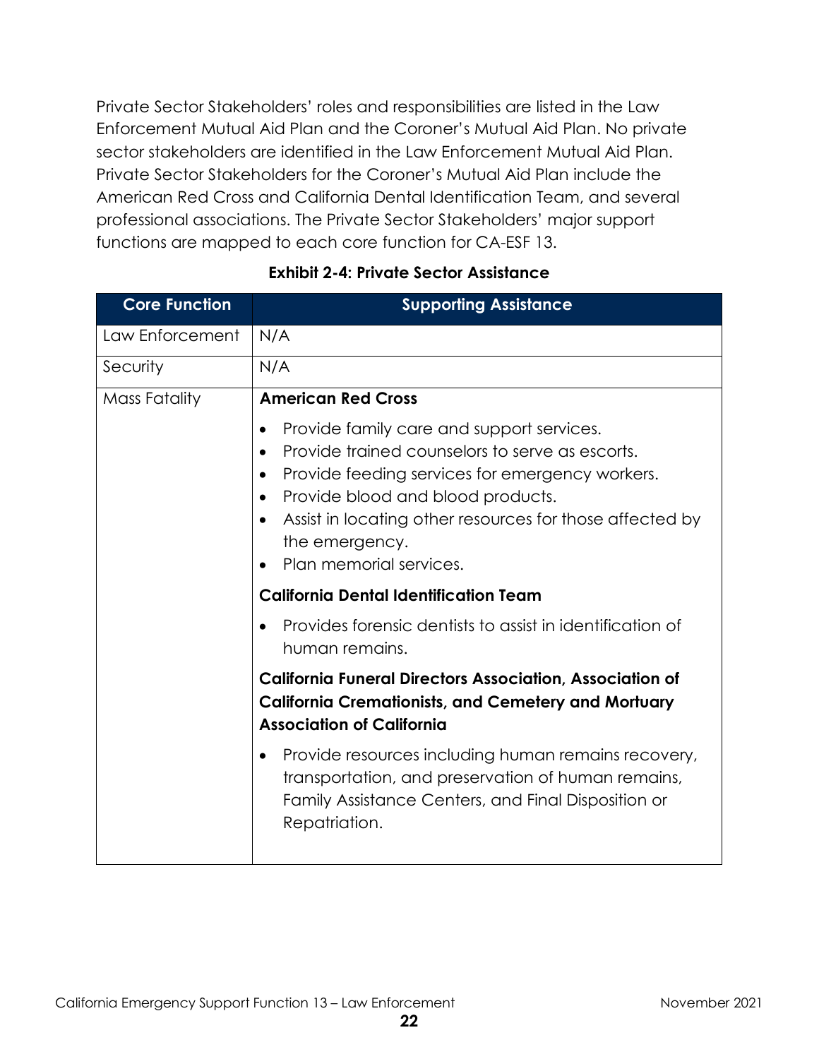Private Sector Stakeholders' roles and responsibilities are listed in the Law Enforcement Mutual Aid Plan and the Coroner's Mutual Aid Plan. No private sector stakeholders are identified in the Law Enforcement Mutual Aid Plan. Private Sector Stakeholders for the Coroner's Mutual Aid Plan include the American Red Cross and California Dental Identification Team, and several professional associations. The Private Sector Stakeholders' major support functions are mapped to each core function for CA-ESF 13.

**Exhibit 2-4: Private Sector Assistance**

| Core Function | Supporting Assistance |
|---|---|
| Law Enforcement | N/A |
| Security | N/A |
| Mass Fatality | **American Red Cross**<br>• Provide family care and support services.<br>• Provide trained counselors to serve as escorts.<br>• Provide feeding services for emergency workers.<br>• Provide blood and blood products.<br>• Assist in locating other resources for those affected by the emergency.<br>• Plan memorial services.<br>**California Dental Identification Team**<br>• Provides forensic dentists to assist in identification of human remains.<br>**California Funeral Directors Association, Association of California Cremationists, and Cemetery and Mortuary Association of California**<br>• Provide resources including human remains recovery, transportation, and preservation of human remains, Family Assistance Centers, and Final Disposition or Repatriation. |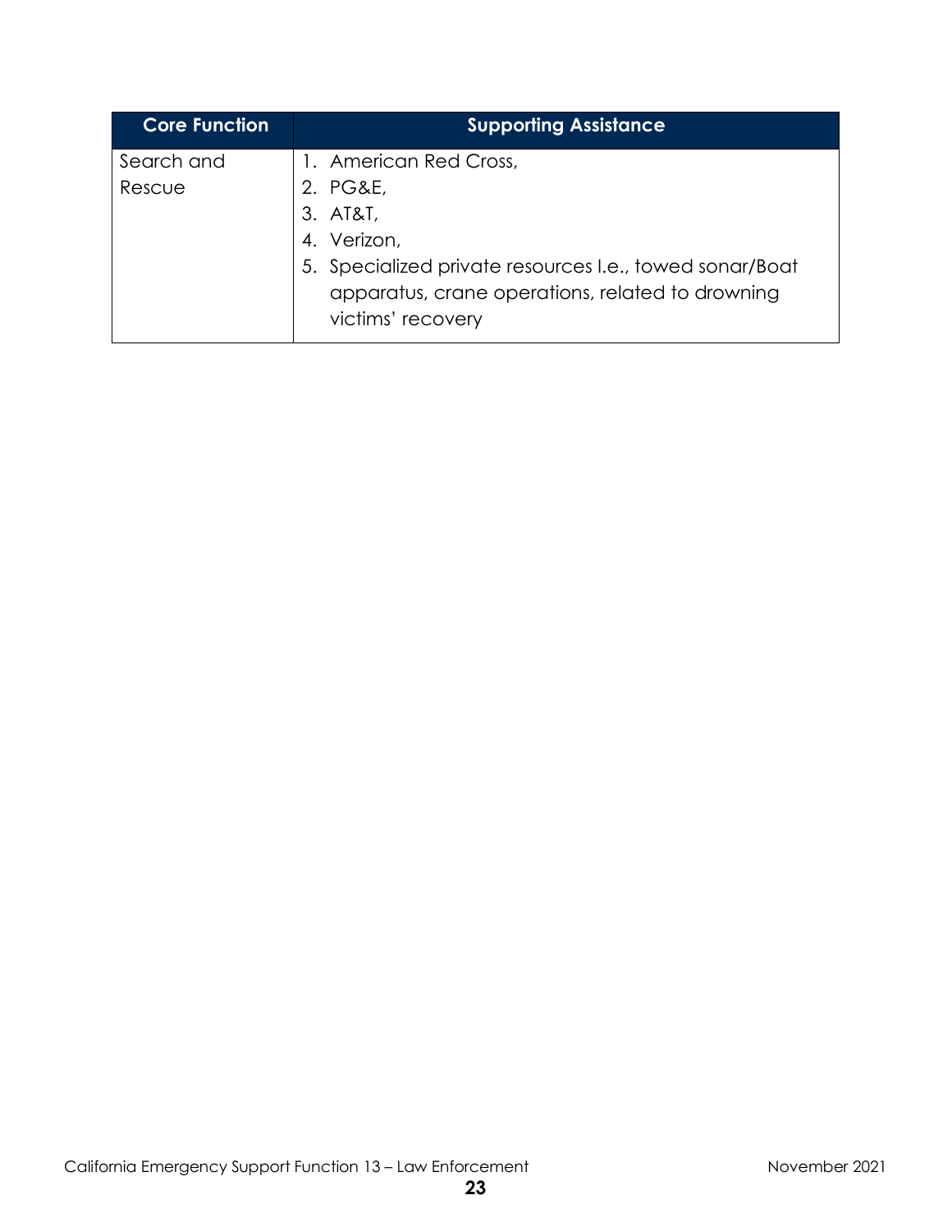| Core Function | Supporting Assistance |
| --- | --- |
| Search and Rescue | 1. American Red Cross,<br>2. PG&E,<br>3. AT&T,<br>4. Verizon,<br>5. Specialized private resources I.e., towed sonar/Boat apparatus, crane operations, related to drowning victims' recovery |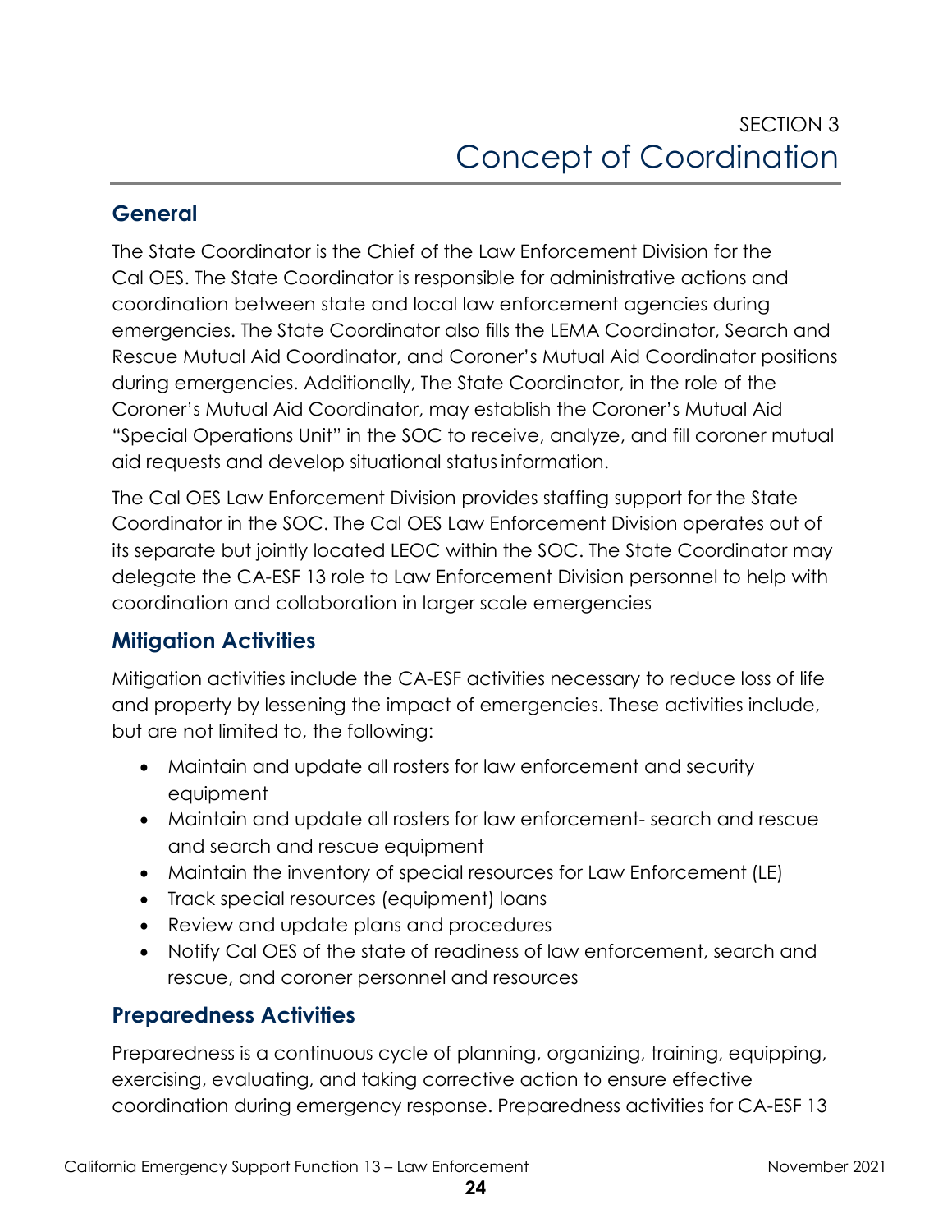# SECTION 3
# Concept of Coordination

## General

The State Coordinator is the Chief of the Law Enforcement Division for the Cal OES. The State Coordinator is responsible for administrative actions and coordination between state and local law enforcement agencies during emergencies. The State Coordinator also fills the LEMA Coordinator, Search and Rescue Mutual Aid Coordinator, and Coroner's Mutual Aid Coordinator positions during emergencies. Additionally, The State Coordinator, in the role of the Coroner's Mutual Aid Coordinator, may establish the Coroner's Mutual Aid "Special Operations Unit" in the SOC to receive, analyze, and fill coroner mutual aid requests and develop situational status information.

The Cal OES Law Enforcement Division provides staffing support for the State Coordinator in the SOC. The Cal OES Law Enforcement Division operates out of its separate but jointly located LEOC within the SOC. The State Coordinator may delegate the CA-ESF 13 role to Law Enforcement Division personnel to help with coordination and collaboration in larger scale emergencies

## Mitigation Activities

Mitigation activities include the CA-ESF activities necessary to reduce loss of life and property by lessening the impact of emergencies. These activities include, but are not limited to, the following:

- Maintain and update all rosters for law enforcement and security equipment
- Maintain and update all rosters for law enforcement- search and rescue and search and rescue equipment
- Maintain the inventory of special resources for Law Enforcement (LE)
- Track special resources (equipment) loans
- Review and update plans and procedures
- Notify Cal OES of the state of readiness of law enforcement, search and rescue, and coroner personnel and resources

## Preparedness Activities

Preparedness is a continuous cycle of planning, organizing, training, equipping, exercising, evaluating, and taking corrective action to ensure effective coordination during emergency response. Preparedness activities for CA-ESF 13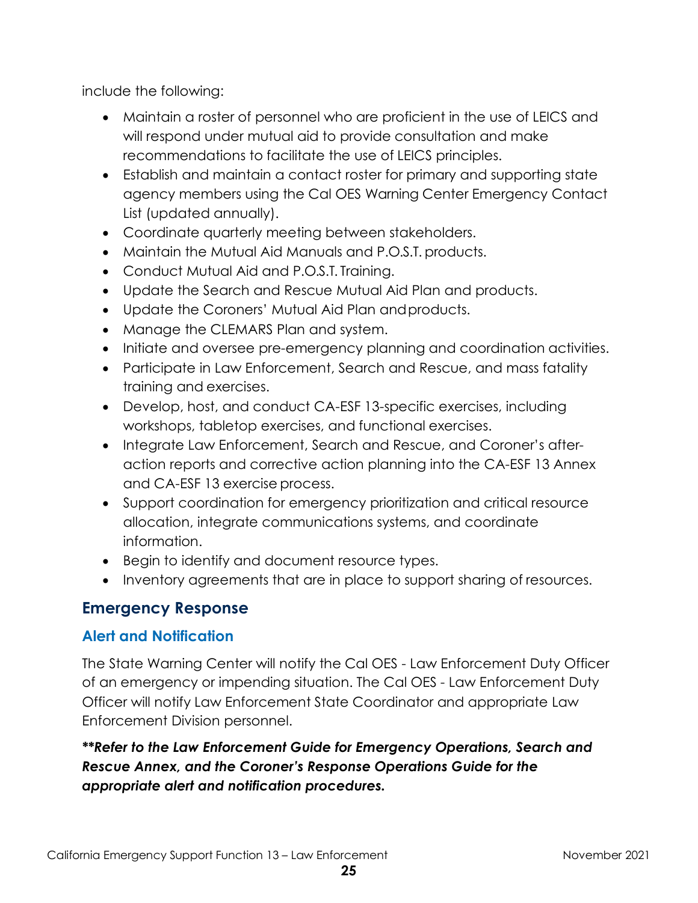include the following:

- Maintain a roster of personnel who are proficient in the use of LEICS and will respond under mutual aid to provide consultation and make recommendations to facilitate the use of LEICS principles.
- Establish and maintain a contact roster for primary and supporting state agency members using the Cal OES Warning Center Emergency Contact List (updated annually).
- Coordinate quarterly meeting between stakeholders.
- Maintain the Mutual Aid Manuals and P.O.S.T. products.
- Conduct Mutual Aid and P.O.S.T. Training.
- Update the Search and Rescue Mutual Aid Plan and products.
- Update the Coroners' Mutual Aid Plan and products.
- Manage the CLEMARS Plan and system.
- Initiate and oversee pre-emergency planning and coordination activities.
- Participate in Law Enforcement, Search and Rescue, and mass fatality training and exercises.
- Develop, host, and conduct CA-ESF 13-specific exercises, including workshops, tabletop exercises, and functional exercises.
- Integrate Law Enforcement, Search and Rescue, and Coroner's after-action reports and corrective action planning into the CA-ESF 13 Annex and CA-ESF 13 exercise process.
- Support coordination for emergency prioritization and critical resource allocation, integrate communications systems, and coordinate information.
- Begin to identify and document resource types.
- Inventory agreements that are in place to support sharing of resources.

## Emergency Response

### Alert and Notification

The State Warning Center will notify the Cal OES - Law Enforcement Duty Officer of an emergency or impending situation. The Cal OES - Law Enforcement Duty Officer will notify Law Enforcement State Coordinator and appropriate Law Enforcement Division personnel.

***\*\*Refer to the Law Enforcement Guide for Emergency Operations, Search and Rescue Annex, and the Coroner's Response Operations Guide for the appropriate alert and notification procedures.***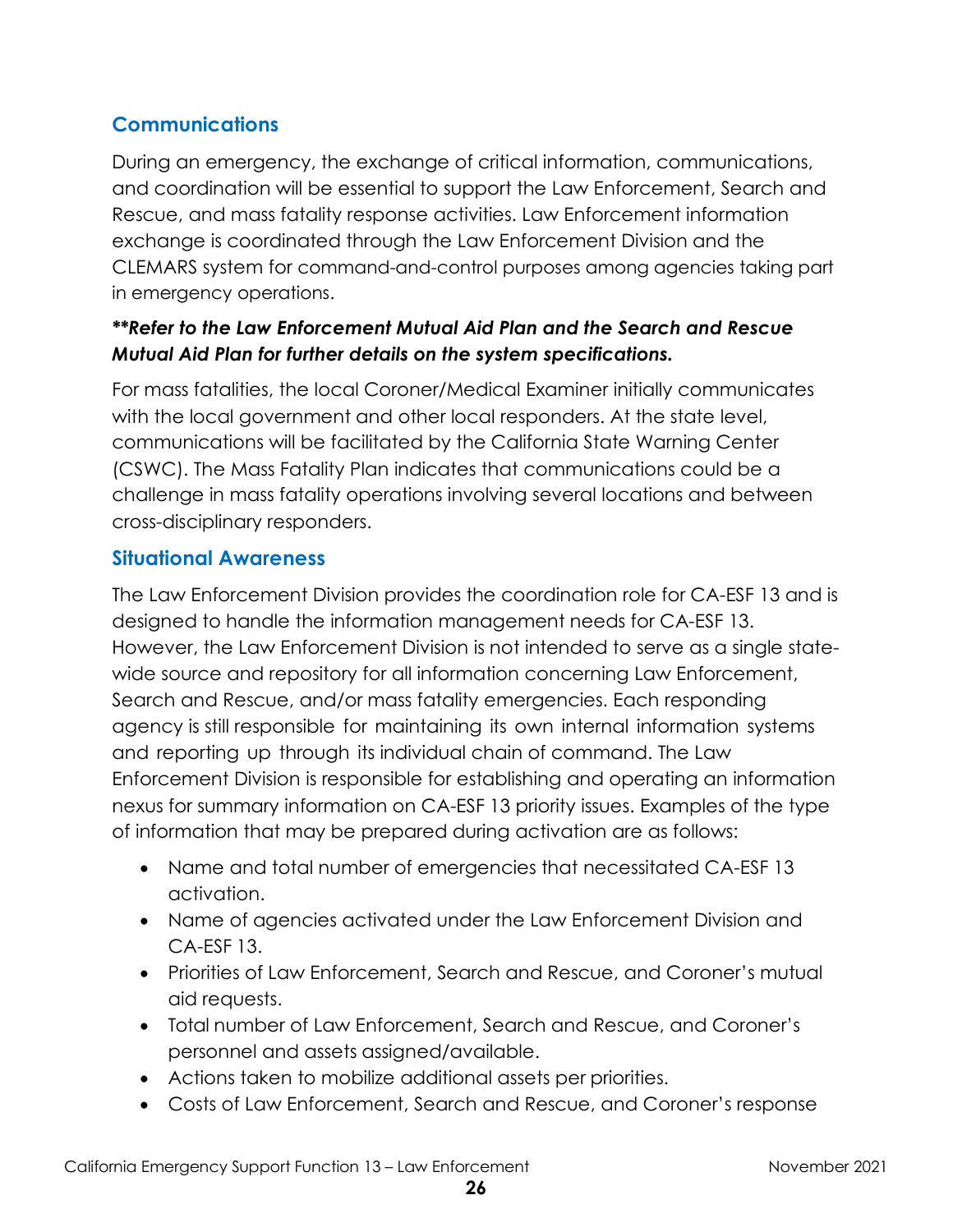## Communications

During an emergency, the exchange of critical information, communications, and coordination will be essential to support the Law Enforcement, Search and Rescue, and mass fatality response activities. Law Enforcement information exchange is coordinated through the Law Enforcement Division and the CLEMARS system for command-and-control purposes among agencies taking part in emergency operations.

***\*\*Refer to the Law Enforcement Mutual Aid Plan and the Search and Rescue Mutual Aid Plan for further details on the system specifications.***

For mass fatalities, the local Coroner/Medical Examiner initially communicates with the local government and other local responders. At the state level, communications will be facilitated by the California State Warning Center (CSWC). The Mass Fatality Plan indicates that communications could be a challenge in mass fatality operations involving several locations and between cross-disciplinary responders.

## Situational Awareness

The Law Enforcement Division provides the coordination role for CA-ESF 13 and is designed to handle the information management needs for CA-ESF 13. However, the Law Enforcement Division is not intended to serve as a single state-wide source and repository for all information concerning Law Enforcement, Search and Rescue, and/or mass fatality emergencies. Each responding agency is still responsible for maintaining its own internal information systems and reporting up through its individual chain of command. The Law Enforcement Division is responsible for establishing and operating an information nexus for summary information on CA-ESF 13 priority issues. Examples of the type of information that may be prepared during activation are as follows:

- Name and total number of emergencies that necessitated CA-ESF 13 activation.
- Name of agencies activated under the Law Enforcement Division and CA-ESF 13.
- Priorities of Law Enforcement, Search and Rescue, and Coroner's mutual aid requests.
- Total number of Law Enforcement, Search and Rescue, and Coroner's personnel and assets assigned/available.
- Actions taken to mobilize additional assets per priorities.
- Costs of Law Enforcement, Search and Rescue, and Coroner's response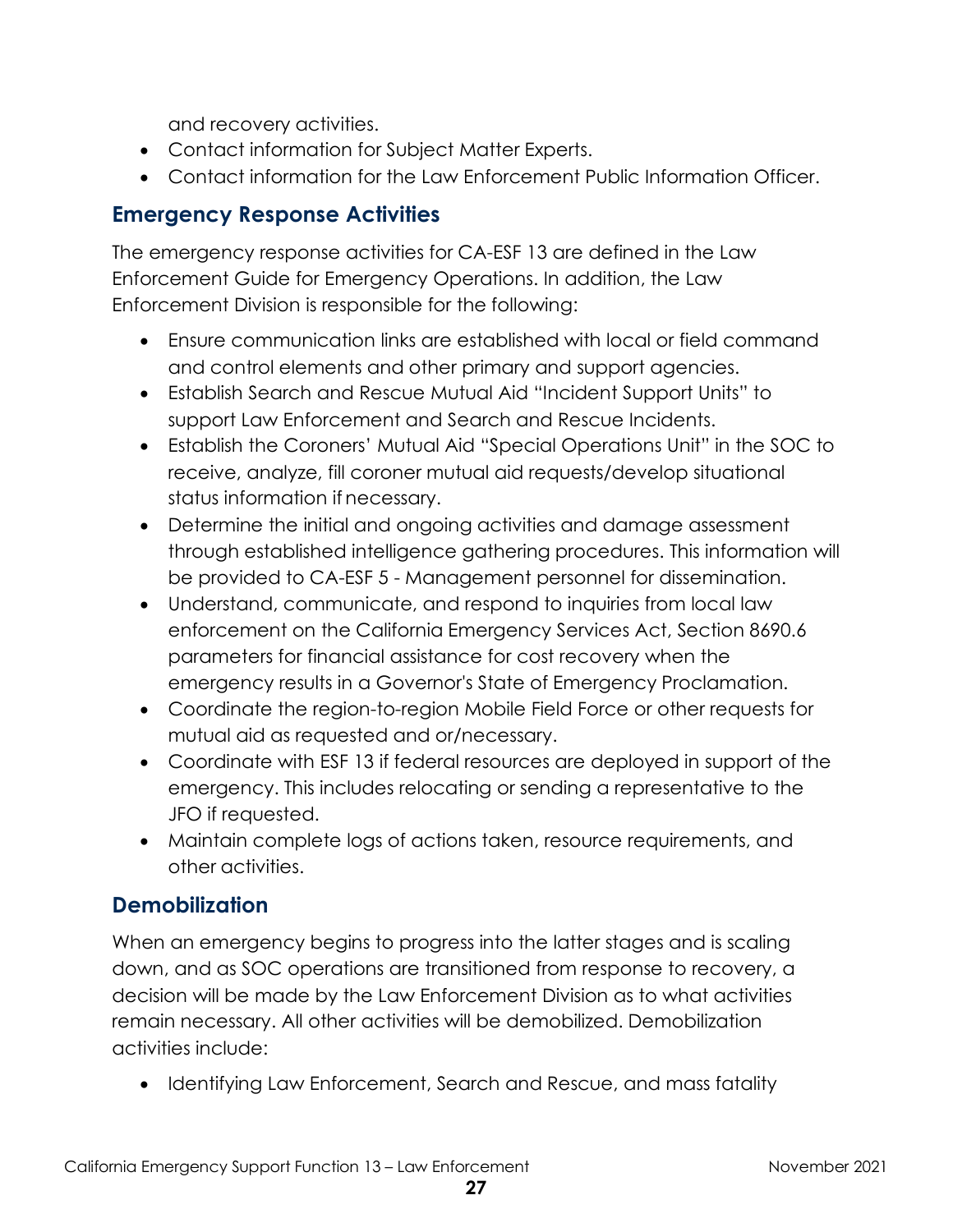and recovery activities.

- Contact information for Subject Matter Experts.
- Contact information for the Law Enforcement Public Information Officer.

## Emergency Response Activities

The emergency response activities for CA-ESF 13 are defined in the Law Enforcement Guide for Emergency Operations. In addition, the Law Enforcement Division is responsible for the following:

- Ensure communication links are established with local or field command and control elements and other primary and support agencies.
- Establish Search and Rescue Mutual Aid "Incident Support Units" to support Law Enforcement and Search and Rescue Incidents.
- Establish the Coroners' Mutual Aid "Special Operations Unit" in the SOC to receive, analyze, fill coroner mutual aid requests/develop situational status information if necessary.
- Determine the initial and ongoing activities and damage assessment through established intelligence gathering procedures. This information will be provided to CA-ESF 5 - Management personnel for dissemination.
- Understand, communicate, and respond to inquiries from local law enforcement on the California Emergency Services Act, Section 8690.6 parameters for financial assistance for cost recovery when the emergency results in a Governor's State of Emergency Proclamation.
- Coordinate the region-to-region Mobile Field Force or other requests for mutual aid as requested and or/necessary.
- Coordinate with ESF 13 if federal resources are deployed in support of the emergency. This includes relocating or sending a representative to the JFO if requested.
- Maintain complete logs of actions taken, resource requirements, and other activities.

## Demobilization

When an emergency begins to progress into the latter stages and is scaling down, and as SOC operations are transitioned from response to recovery, a decision will be made by the Law Enforcement Division as to what activities remain necessary. All other activities will be demobilized. Demobilization activities include:

- Identifying Law Enforcement, Search and Rescue, and mass fatality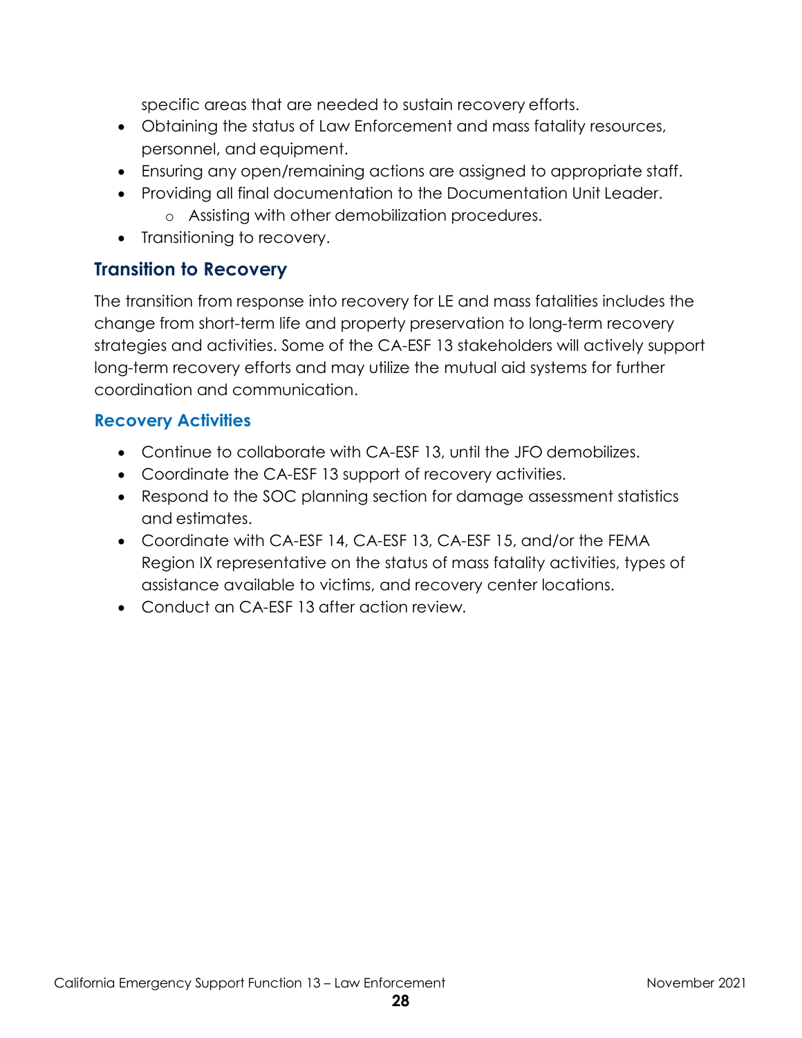specific areas that are needed to sustain recovery efforts.

- Obtaining the status of Law Enforcement and mass fatality resources, personnel, and equipment.
- Ensuring any open/remaining actions are assigned to appropriate staff.
- Providing all final documentation to the Documentation Unit Leader.
    - Assisting with other demobilization procedures.
- Transitioning to recovery.

## Transition to Recovery

The transition from response into recovery for LE and mass fatalities includes the change from short-term life and property preservation to long-term recovery strategies and activities. Some of the CA-ESF 13 stakeholders will actively support long-term recovery efforts and may utilize the mutual aid systems for further coordination and communication.

### Recovery Activities

- Continue to collaborate with CA-ESF 13, until the JFO demobilizes.
- Coordinate the CA-ESF 13 support of recovery activities.
- Respond to the SOC planning section for damage assessment statistics and estimates.
- Coordinate with CA-ESF 14, CA-ESF 13, CA-ESF 15, and/or the FEMA Region IX representative on the status of mass fatality activities, types of assistance available to victims, and recovery center locations.
- Conduct an CA-ESF 13 after action review.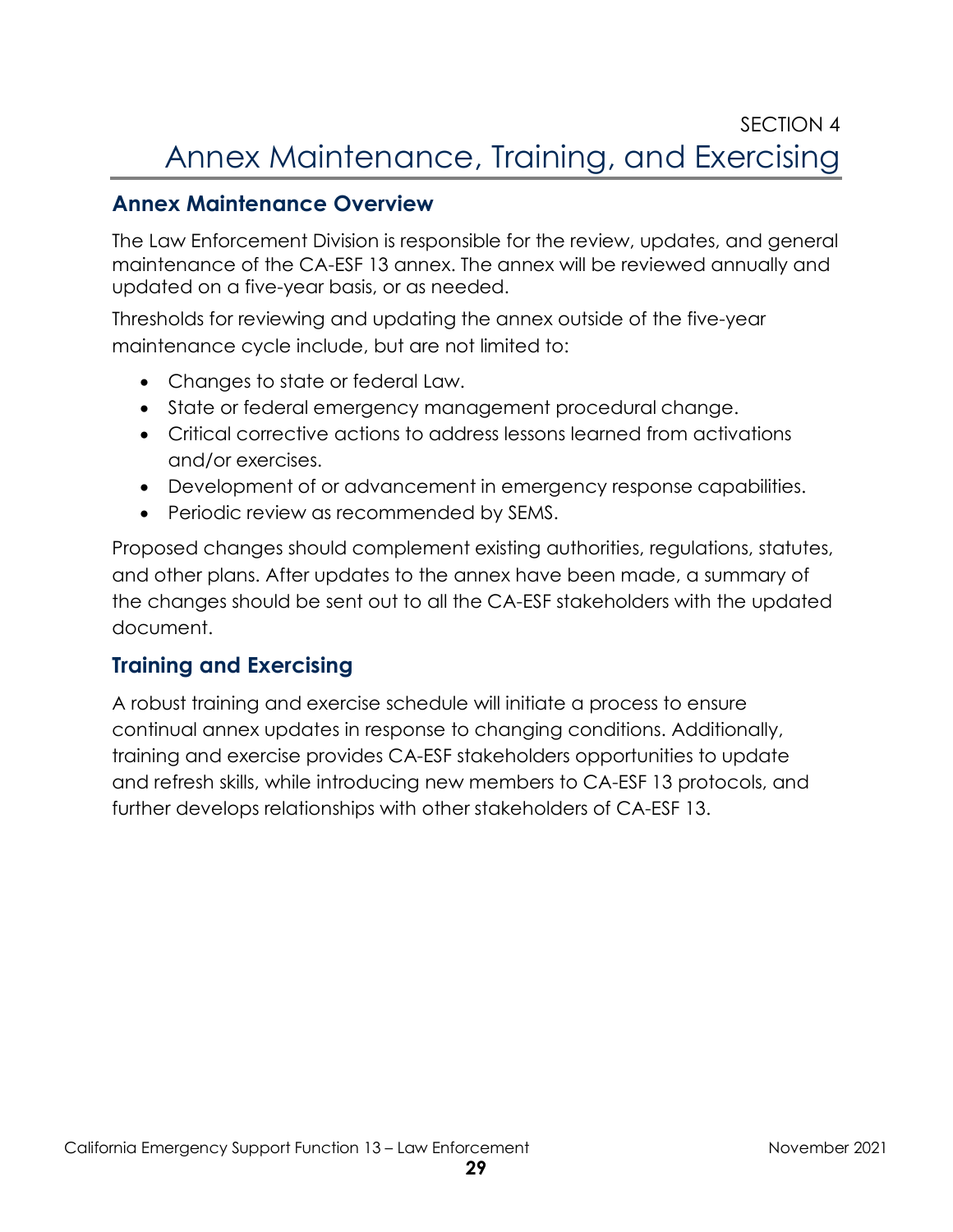SECTION 4

# Annex Maintenance, Training, and Exercising

## Annex Maintenance Overview

The Law Enforcement Division is responsible for the review, updates, and general maintenance of the CA-ESF 13 annex. The annex will be reviewed annually and updated on a five-year basis, or as needed.

Thresholds for reviewing and updating the annex outside of the five-year maintenance cycle include, but are not limited to:

- Changes to state or federal Law.
- State or federal emergency management procedural change.
- Critical corrective actions to address lessons learned from activations and/or exercises.
- Development of or advancement in emergency response capabilities.
- Periodic review as recommended by SEMS.

Proposed changes should complement existing authorities, regulations, statutes, and other plans. After updates to the annex have been made, a summary of the changes should be sent out to all the CA-ESF stakeholders with the updated document.

## Training and Exercising

A robust training and exercise schedule will initiate a process to ensure continual annex updates in response to changing conditions. Additionally, training and exercise provides CA-ESF stakeholders opportunities to update and refresh skills, while introducing new members to CA-ESF 13 protocols, and further develops relationships with other stakeholders of CA-ESF 13.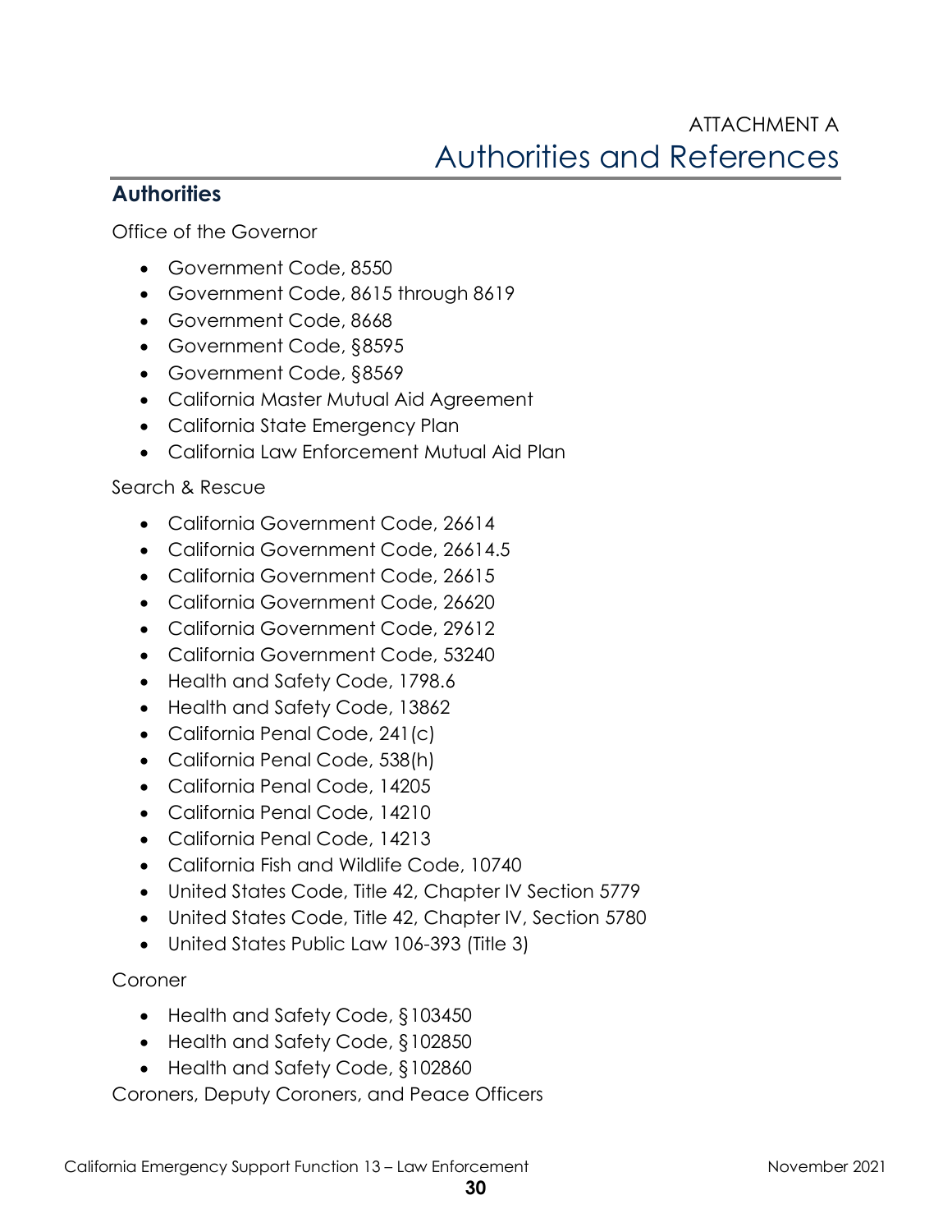ATTACHMENT A

# Authorities and References

## Authorities

Office of the Governor

- Government Code, 8550
- Government Code, 8615 through 8619
- Government Code, 8668
- Government Code, §8595
- Government Code, §8569
- California Master Mutual Aid Agreement
- California State Emergency Plan
- California Law Enforcement Mutual Aid Plan

Search & Rescue

- California Government Code, 26614
- California Government Code, 26614.5
- California Government Code, 26615
- California Government Code, 26620
- California Government Code, 29612
- California Government Code, 53240
- Health and Safety Code, 1798.6
- Health and Safety Code, 13862
- California Penal Code, 241(c)
- California Penal Code, 538(h)
- California Penal Code, 14205
- California Penal Code, 14210
- California Penal Code, 14213
- California Fish and Wildlife Code, 10740
- United States Code, Title 42, Chapter IV Section 5779
- United States Code, Title 42, Chapter IV, Section 5780
- United States Public Law 106-393 (Title 3)

Coroner

- Health and Safety Code, §103450
- Health and Safety Code, §102850
- Health and Safety Code, §102860

Coroners, Deputy Coroners, and Peace Officers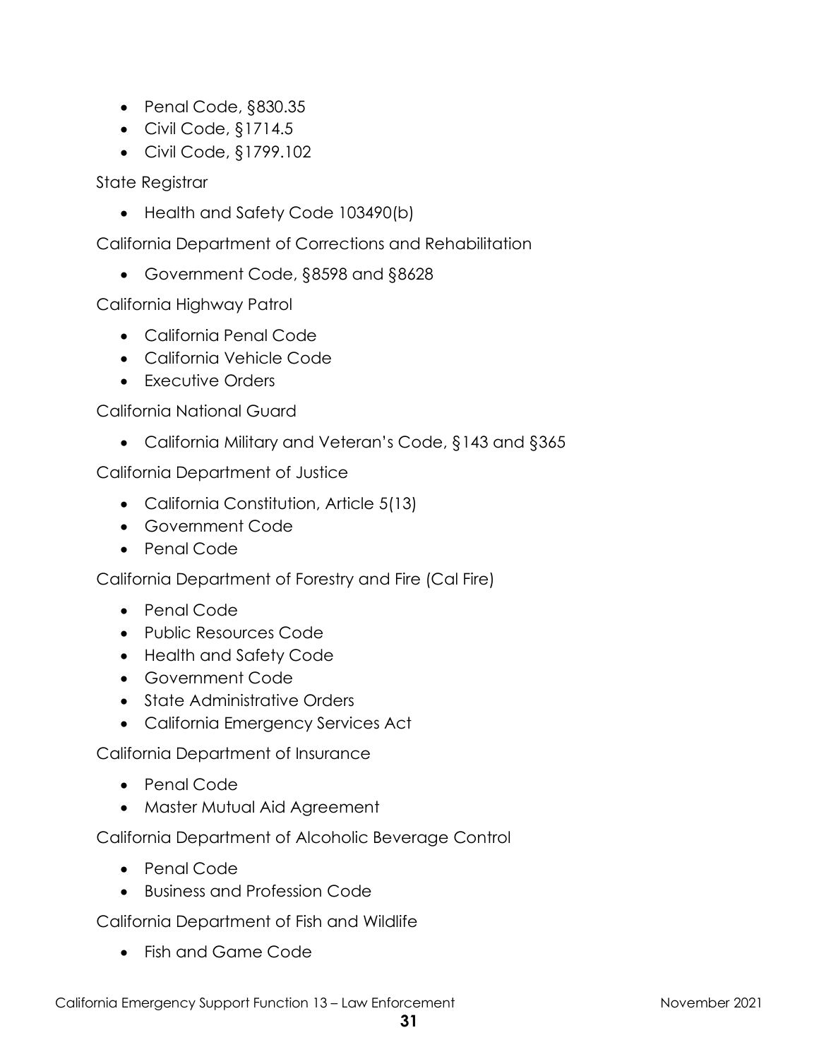- Penal Code, §830.35
- Civil Code, §1714.5
- Civil Code, §1799.102

State Registrar

- Health and Safety Code 103490(b)

California Department of Corrections and Rehabilitation

- Government Code, §8598 and §8628

California Highway Patrol

- California Penal Code
- California Vehicle Code
- Executive Orders

California National Guard

- California Military and Veteran's Code, §143 and §365

California Department of Justice

- California Constitution, Article 5(13)
- Government Code
- Penal Code

California Department of Forestry and Fire (Cal Fire)

- Penal Code
- Public Resources Code
- Health and Safety Code
- Government Code
- State Administrative Orders
- California Emergency Services Act

California Department of Insurance

- Penal Code
- Master Mutual Aid Agreement

California Department of Alcoholic Beverage Control

- Penal Code
- Business and Profession Code

California Department of Fish and Wildlife

- Fish and Game Code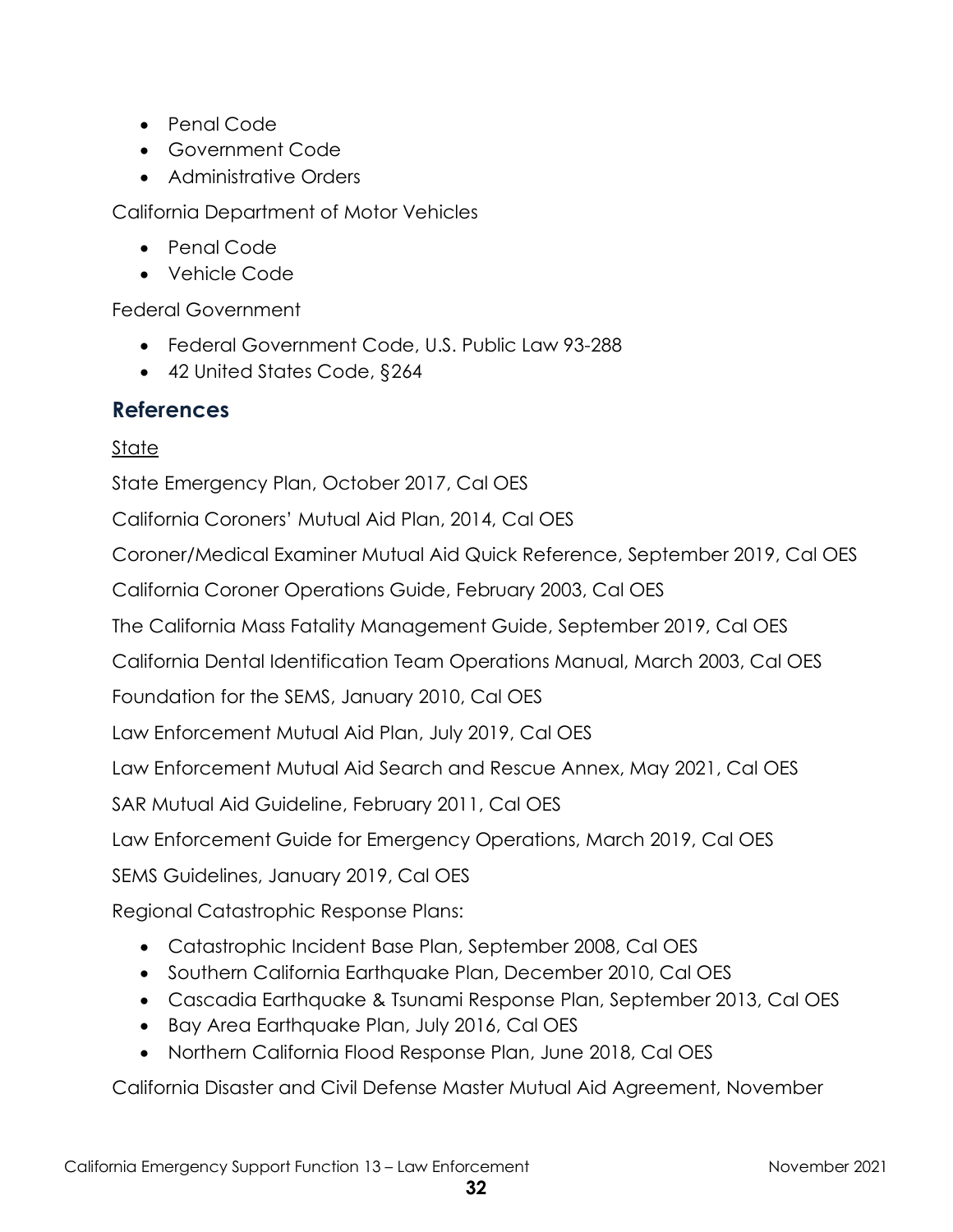- Penal Code
- Government Code
- Administrative Orders

California Department of Motor Vehicles

- Penal Code
- Vehicle Code

Federal Government

- Federal Government Code, U.S. Public Law 93-288
- 42 United States Code, §264

## References

<u>State</u>

State Emergency Plan, October 2017, Cal OES

California Coroners' Mutual Aid Plan, 2014, Cal OES

Coroner/Medical Examiner Mutual Aid Quick Reference, September 2019, Cal OES

California Coroner Operations Guide, February 2003, Cal OES

The California Mass Fatality Management Guide, September 2019, Cal OES

California Dental Identification Team Operations Manual, March 2003, Cal OES

Foundation for the SEMS, January 2010, Cal OES

Law Enforcement Mutual Aid Plan, July 2019, Cal OES

Law Enforcement Mutual Aid Search and Rescue Annex, May 2021, Cal OES

SAR Mutual Aid Guideline, February 2011, Cal OES

Law Enforcement Guide for Emergency Operations, March 2019, Cal OES

SEMS Guidelines, January 2019, Cal OES

Regional Catastrophic Response Plans:

- Catastrophic Incident Base Plan, September 2008, Cal OES
- Southern California Earthquake Plan, December 2010, Cal OES
- Cascadia Earthquake & Tsunami Response Plan, September 2013, Cal OES
- Bay Area Earthquake Plan, July 2016, Cal OES
- Northern California Flood Response Plan, June 2018, Cal OES

California Disaster and Civil Defense Master Mutual Aid Agreement, November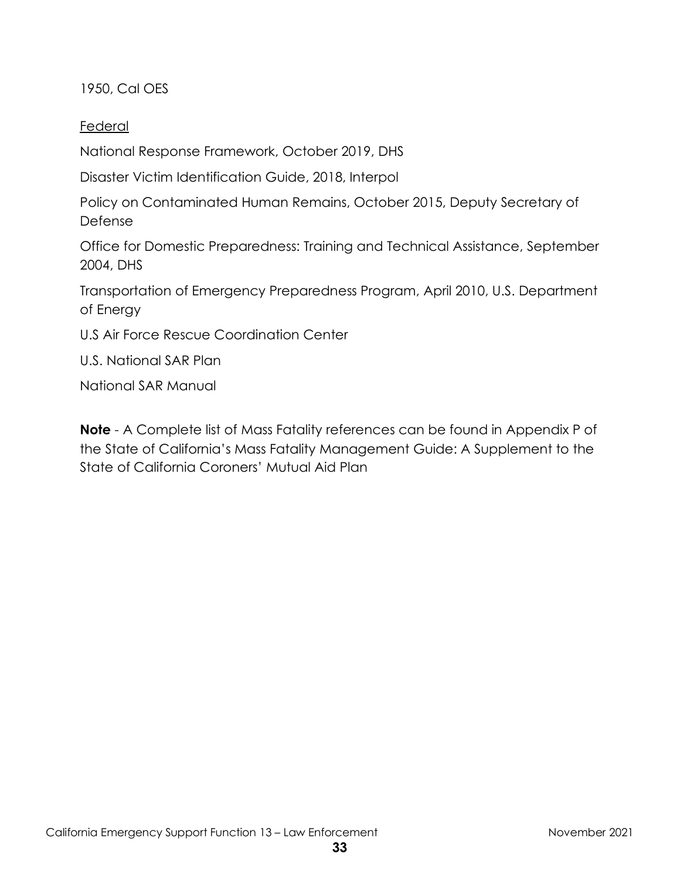1950, Cal OES

<u>Federal</u>

National Response Framework, October 2019, DHS

Disaster Victim Identification Guide, 2018, Interpol

Policy on Contaminated Human Remains, October 2015, Deputy Secretary of Defense

Office for Domestic Preparedness: Training and Technical Assistance, September 2004, DHS

Transportation of Emergency Preparedness Program, April 2010, U.S. Department of Energy

U.S Air Force Rescue Coordination Center

U.S. National SAR Plan

National SAR Manual

**Note** - A Complete list of Mass Fatality references can be found in Appendix P of the State of California's Mass Fatality Management Guide: A Supplement to the State of California Coroners' Mutual Aid Plan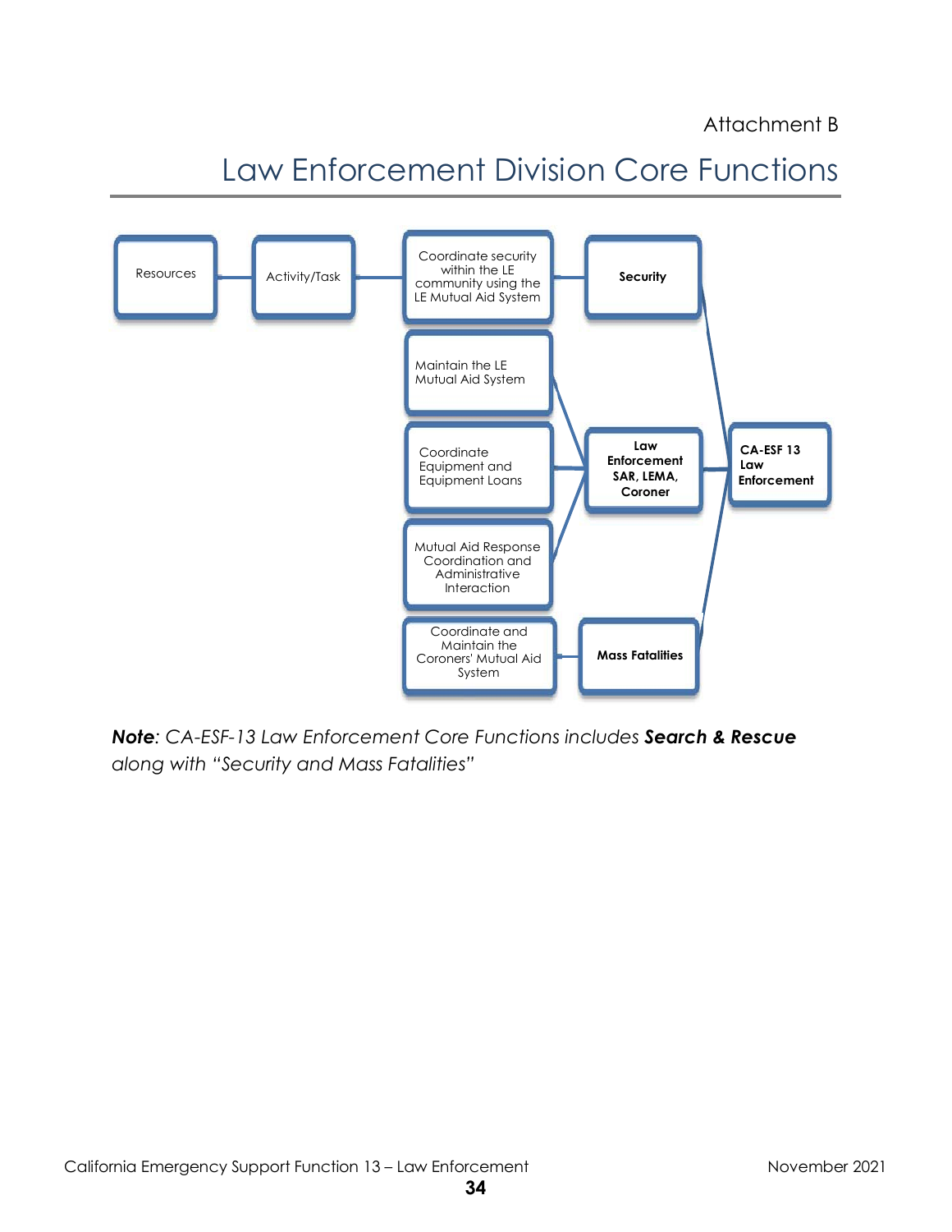Attachment B

# Law Enforcement Division Core Functions

Resources — Activity/Task — Coordinate security within the LE community using the LE Mutual Aid System — **Security**

Maintain the LE Mutual Aid System

Coordinate Equipment and Equipment Loans — **Law Enforcement SAR, LEMA, Coroner** — **CA-ESF 13 Law Enforcement**

Mutual Aid Response Coordination and Administrative Interaction

Coordinate and Maintain the Coroners' Mutual Aid System — **Mass Fatalities**

***Note**: CA-ESF-13 Law Enforcement Core Functions includes **Search & Rescue** along with "Security and Mass Fatalities"*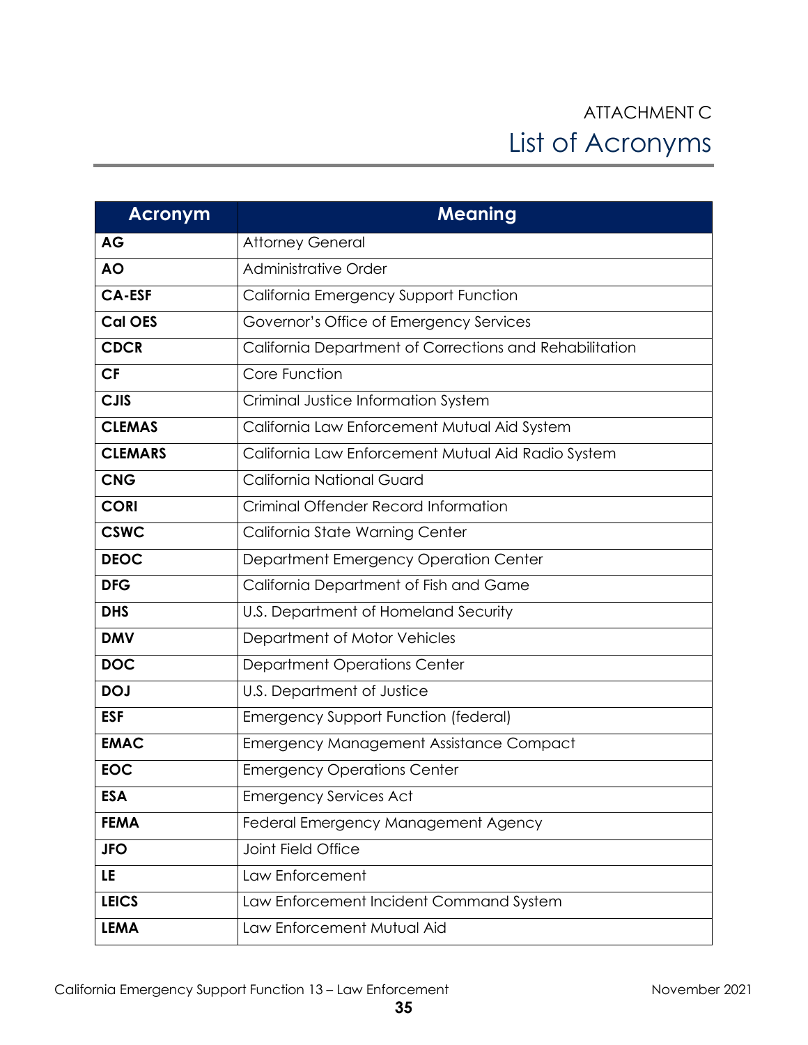ATTACHMENT C

# List of Acronyms

| Acronym | Meaning |
|---|---|
| **AG** | Attorney General |
| **AO** | Administrative Order |
| **CA-ESF** | California Emergency Support Function |
| **Cal OES** | Governor's Office of Emergency Services |
| **CDCR** | California Department of Corrections and Rehabilitation |
| **CF** | Core Function |
| **CJIS** | Criminal Justice Information System |
| **CLEMAS** | California Law Enforcement Mutual Aid System |
| **CLEMARS** | California Law Enforcement Mutual Aid Radio System |
| **CNG** | California National Guard |
| **CORI** | Criminal Offender Record Information |
| **CSWC** | California State Warning Center |
| **DEOC** | Department Emergency Operation Center |
| **DFG** | California Department of Fish and Game |
| **DHS** | U.S. Department of Homeland Security |
| **DMV** | Department of Motor Vehicles |
| **DOC** | Department Operations Center |
| **DOJ** | U.S. Department of Justice |
| **ESF** | Emergency Support Function (federal) |
| **EMAC** | Emergency Management Assistance Compact |
| **EOC** | Emergency Operations Center |
| **ESA** | Emergency Services Act |
| **FEMA** | Federal Emergency Management Agency |
| **JFO** | Joint Field Office |
| **LE** | Law Enforcement |
| **LEICS** | Law Enforcement Incident Command System |
| **LEMA** | Law Enforcement Mutual Aid |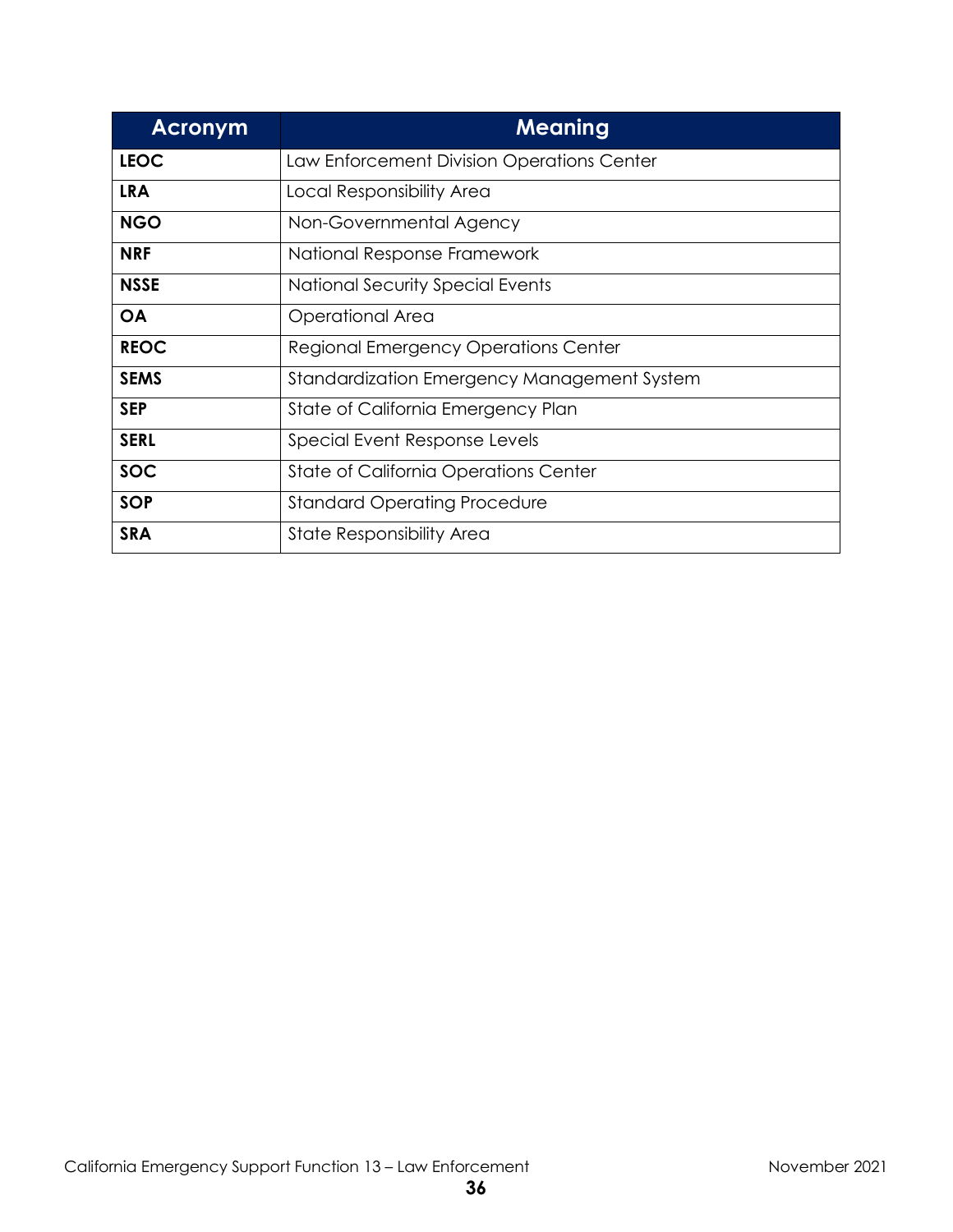| Acronym | Meaning |
|---|---|
| **LEOC** | Law Enforcement Division Operations Center |
| **LRA** | Local Responsibility Area |
| **NGO** | Non-Governmental Agency |
| **NRF** | National Response Framework |
| **NSSE** | National Security Special Events |
| **OA** | Operational Area |
| **REOC** | Regional Emergency Operations Center |
| **SEMS** | Standardization Emergency Management System |
| **SEP** | State of California Emergency Plan |
| **SERL** | Special Event Response Levels |
| **SOC** | State of California Operations Center |
| **SOP** | Standard Operating Procedure |
| **SRA** | State Responsibility Area |